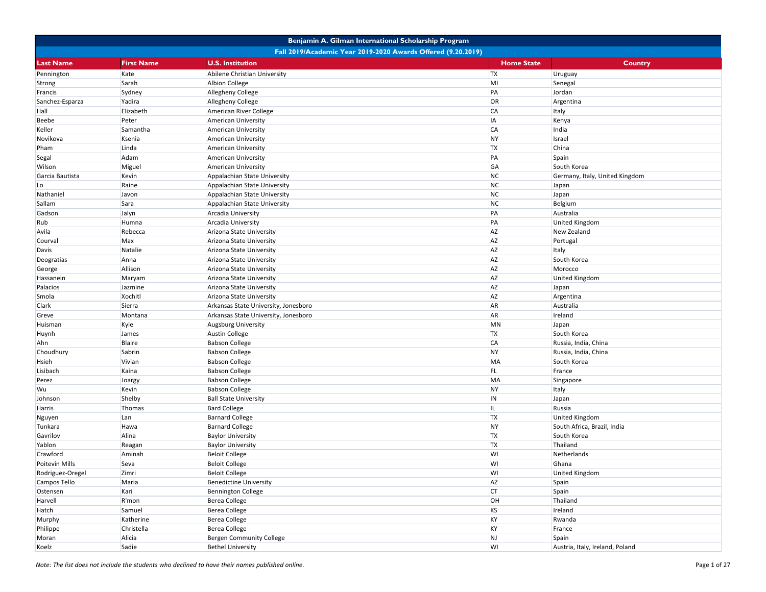# Benjamin A. Gilman International Scholarship Program

## Fall 2019/Academic Year 2019-2020 Awards Offered (9.20.2019)

| Last Name | First Name | U.S. Institution | Home State | Country |
|---|---|---|---|---|
| Pennington | Kate | Abilene Christian University | TX | Uruguay |
| Strong | Sarah | Albion College | MI | Senegal |
| Francis | Sydney | Allegheny College | PA | Jordan |
| Sanchez-Esparza | Yadira | Allegheny College | OR | Argentina |
| Hall | Elizabeth | American River College | CA | Italy |
| Beebe | Peter | American University | IA | Kenya |
| Keller | Samantha | American University | CA | India |
| Novikova | Ksenia | American University | NY | Israel |
| Pham | Linda | American University | TX | China |
| Segal | Adam | American University | PA | Spain |
| Wilson | Miguel | American University | GA | South Korea |
| Garcia Bautista | Kevin | Appalachian State University | NC | Germany, Italy, United Kingdom |
| Lo | Raine | Appalachian State University | NC | Japan |
| Nathaniel | Javon | Appalachian State University | NC | Japan |
| Sallam | Sara | Appalachian State University | NC | Belgium |
| Gadson | Jalyn | Arcadia University | PA | Australia |
| Rub | Humna | Arcadia University | PA | United Kingdom |
| Avila | Rebecca | Arizona State University | AZ | New Zealand |
| Courval | Max | Arizona State University | AZ | Portugal |
| Davis | Natalie | Arizona State University | AZ | Italy |
| Deogratias | Anna | Arizona State University | AZ | South Korea |
| George | Allison | Arizona State University | AZ | Morocco |
| Hassanein | Maryam | Arizona State University | AZ | United Kingdom |
| Palacios | Jazmine | Arizona State University | AZ | Japan |
| Smola | Xochitl | Arizona State University | AZ | Argentina |
| Clark | Sierra | Arkansas State University, Jonesboro | AR | Australia |
| Greve | Montana | Arkansas State University, Jonesboro | AR | Ireland |
| Huisman | Kyle | Augsburg University | MN | Japan |
| Huynh | James | Austin College | TX | South Korea |
| Ahn | Blaire | Babson College | CA | Russia, India, China |
| Choudhury | Sabrin | Babson College | NY | Russia, India, China |
| Hsieh | Vivian | Babson College | MA | South Korea |
| Lisibach | Kaina | Babson College | FL | France |
| Perez | Joargy | Babson College | MA | Singapore |
| Wu | Kevin | Babson College | NY | Italy |
| Johnson | Shelby | Ball State University | IN | Japan |
| Harris | Thomas | Bard College | IL | Russia |
| Nguyen | Lan | Barnard College | TX | United Kingdom |
| Tunkara | Hawa | Barnard College | NY | South Africa, Brazil, India |
| Gavrilov | Alina | Baylor University | TX | South Korea |
| Yablon | Reagan | Baylor University | TX | Thailand |
| Crawford | Aminah | Beloit College | WI | Netherlands |
| Poitevin Mills | Seva | Beloit College | WI | Ghana |
| Rodriguez-Oregel | Zimri | Beloit College | WI | United Kingdom |
| Campos Tello | Maria | Benedictine University | AZ | Spain |
| Ostensen | Kari | Bennington College | CT | Spain |
| Harvell | R'mon | Berea College | OH | Thailand |
| Hatch | Samuel | Berea College | KS | Ireland |
| Murphy | Katherine | Berea College | KY | Rwanda |
| Philippe | Christella | Berea College | KY | France |
| Moran | Alicia | Bergen Community College | NJ | Spain |
| Koelz | Sadie | Bethel University | WI | Austria, Italy, Ireland, Poland |

*Note: The list does not include the students who declined to have their names published online.*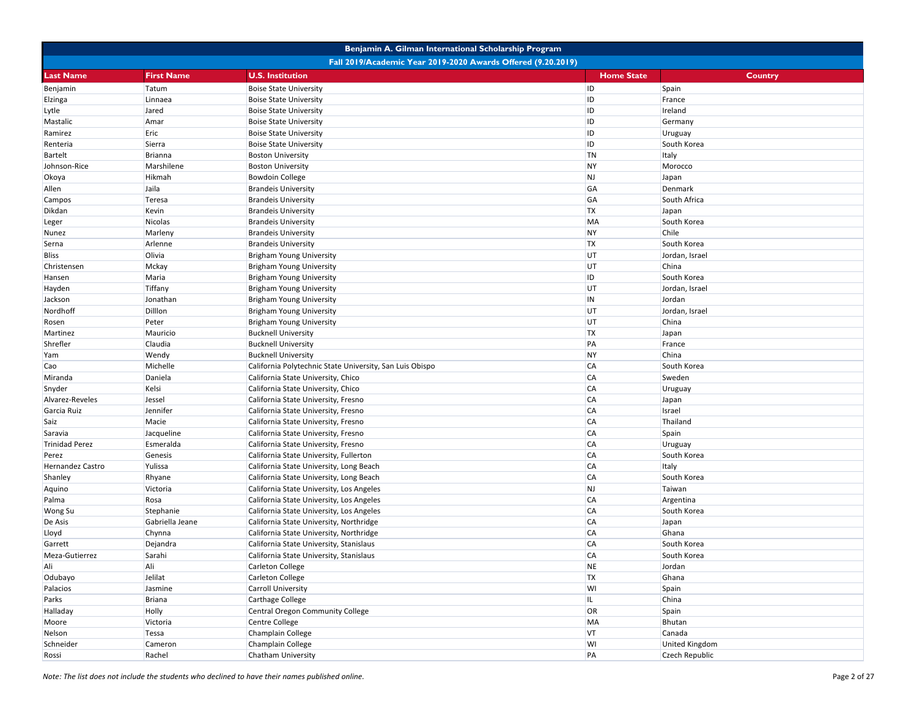| Benjamin A. Gilman International Scholarship Program | | | | |
|---|---|---|---|---|
| Fall 2019/Academic Year 2019-2020 Awards Offered (9.20.2019) | | | | |
| **Last Name** | **First Name** | **U.S. Institution** | **Home State** | **Country** |
| Benjamin | Tatum | Boise State University | ID | Spain |
| Elzinga | Linnaea | Boise State University | ID | France |
| Lytle | Jared | Boise State University | ID | Ireland |
| Mastalic | Amar | Boise State University | ID | Germany |
| Ramirez | Eric | Boise State University | ID | Uruguay |
| Renteria | Sierra | Boise State University | ID | South Korea |
| Bartelt | Brianna | Boston University | TN | Italy |
| Johnson-Rice | Marshilene | Boston University | NY | Morocco |
| Okoya | Hikmah | Bowdoin College | NJ | Japan |
| Allen | Jaila | Brandeis University | GA | Denmark |
| Campos | Teresa | Brandeis University | GA | South Africa |
| Dikdan | Kevin | Brandeis University | TX | Japan |
| Leger | Nicolas | Brandeis University | MA | South Korea |
| Nunez | Marleny | Brandeis University | NY | Chile |
| Serna | Arlenne | Brandeis University | TX | South Korea |
| Bliss | Olivia | Brigham Young University | UT | Jordan, Israel |
| Christensen | Mckay | Brigham Young University | UT | China |
| Hansen | Maria | Brigham Young University | ID | South Korea |
| Hayden | Tiffany | Brigham Young University | UT | Jordan, Israel |
| Jackson | Jonathan | Brigham Young University | IN | Jordan |
| Nordhoff | Dilllon | Brigham Young University | UT | Jordan, Israel |
| Rosen | Peter | Brigham Young University | UT | China |
| Martinez | Mauricio | Bucknell University | TX | Japan |
| Shrefler | Claudia | Bucknell University | PA | France |
| Yam | Wendy | Bucknell University | NY | China |
| Cao | Michelle | California Polytechnic State University, San Luis Obispo | CA | South Korea |
| Miranda | Daniela | California State University, Chico | CA | Sweden |
| Snyder | Kelsi | California State University, Chico | CA | Uruguay |
| Alvarez-Reveles | Jessel | California State University, Fresno | CA | Japan |
| Garcia Ruiz | Jennifer | California State University, Fresno | CA | Israel |
| Saiz | Macie | California State University, Fresno | CA | Thailand |
| Saravia | Jacqueline | California State University, Fresno | CA | Spain |
| Trinidad Perez | Esmeralda | California State University, Fresno | CA | Uruguay |
| Perez | Genesis | California State University, Fullerton | CA | South Korea |
| Hernandez Castro | Yulissa | California State University, Long Beach | CA | Italy |
| Shanley | Rhyane | California State University, Long Beach | CA | South Korea |
| Aquino | Victoria | California State University, Los Angeles | NJ | Taiwan |
| Palma | Rosa | California State University, Los Angeles | CA | Argentina |
| Wong Su | Stephanie | California State University, Los Angeles | CA | South Korea |
| De Asis | Gabriella Jeane | California State University, Northridge | CA | Japan |
| Lloyd | Chynna | California State University, Northridge | CA | Ghana |
| Garrett | Dejandra | California State University, Stanislaus | CA | South Korea |
| Meza-Gutierrez | Sarahi | California State University, Stanislaus | CA | South Korea |
| Ali | Ali | Carleton College | NE | Jordan |
| Odubayo | Jelilat | Carleton College | TX | Ghana |
| Palacios | Jasmine | Carroll University | WI | Spain |
| Parks | Briana | Carthage College | IL | China |
| Halladay | Holly | Central Oregon Community College | OR | Spain |
| Moore | Victoria | Centre College | MA | Bhutan |
| Nelson | Tessa | Champlain College | VT | Canada |
| Schneider | Cameron | Champlain College | WI | United Kingdom |
| Rossi | Rachel | Chatham University | PA | Czech Republic |

*Note: The list does not include the students who declined to have their names published online.*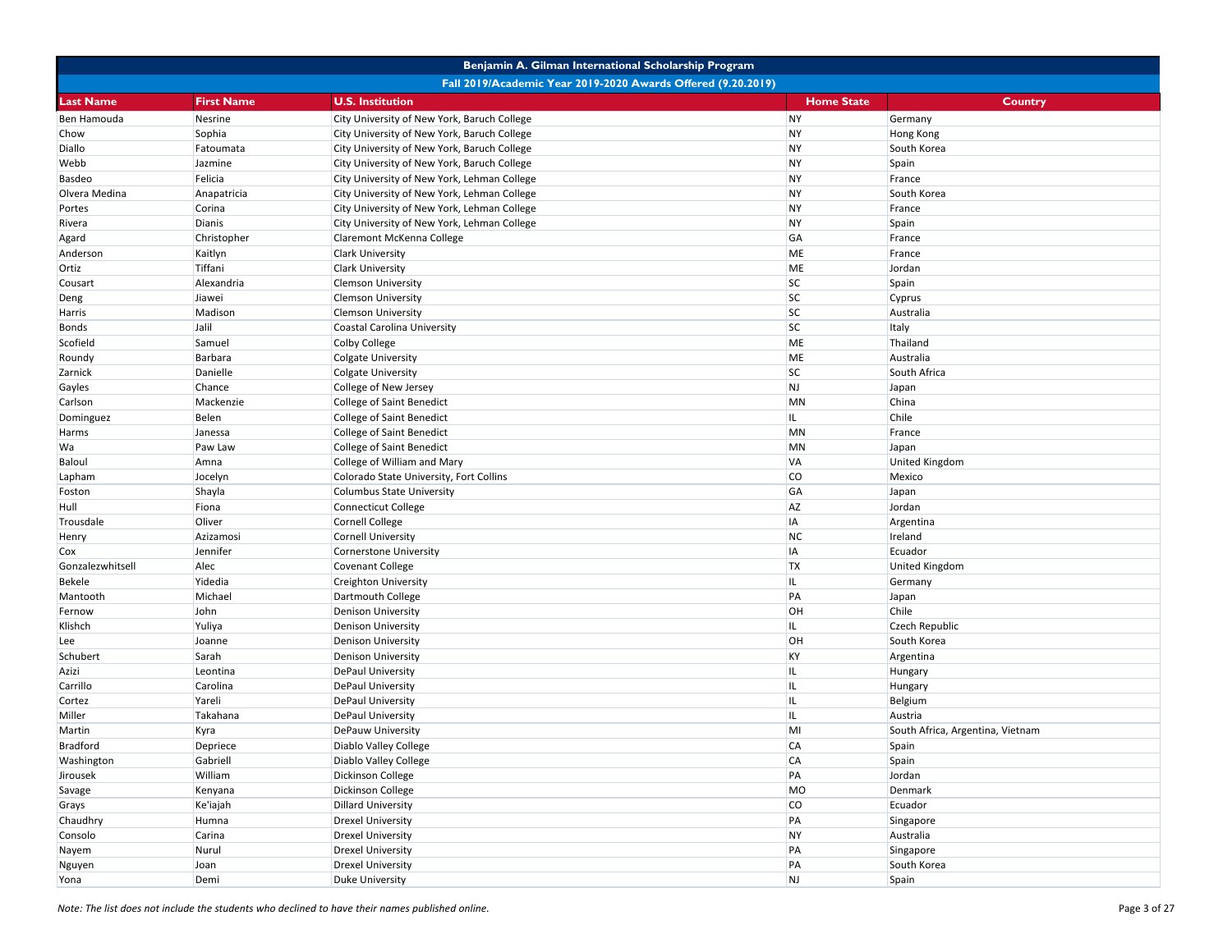| Benjamin A. Gilman International Scholarship Program | | | | |
|---|---|---|---|---|
| Fall 2019/Academic Year 2019-2020 Awards Offered (9.20.2019) | | | | |
| **Last Name** | **First Name** | **U.S. Institution** | **Home State** | **Country** |
| Ben Hamouda | Nesrine | City University of New York, Baruch College | NY | Germany |
| Chow | Sophia | City University of New York, Baruch College | NY | Hong Kong |
| Diallo | Fatoumata | City University of New York, Baruch College | NY | South Korea |
| Webb | Jazmine | City University of New York, Baruch College | NY | Spain |
| Basdeo | Felicia | City University of New York, Lehman College | NY | France |
| Olvera Medina | Anapatricia | City University of New York, Lehman College | NY | South Korea |
| Portes | Corina | City University of New York, Lehman College | NY | France |
| Rivera | Dianis | City University of New York, Lehman College | NY | Spain |
| Agard | Christopher | Claremont McKenna College | GA | France |
| Anderson | Kaitlyn | Clark University | ME | France |
| Ortiz | Tiffani | Clark University | ME | Jordan |
| Cousart | Alexandria | Clemson University | SC | Spain |
| Deng | Jiawei | Clemson University | SC | Cyprus |
| Harris | Madison | Clemson University | SC | Australia |
| Bonds | Jalil | Coastal Carolina University | SC | Italy |
| Scofield | Samuel | Colby College | ME | Thailand |
| Roundy | Barbara | Colgate University | ME | Australia |
| Zarnick | Danielle | Colgate University | SC | South Africa |
| Gayles | Chance | College of New Jersey | NJ | Japan |
| Carlson | Mackenzie | College of Saint Benedict | MN | China |
| Dominguez | Belen | College of Saint Benedict | IL | Chile |
| Harms | Janessa | College of Saint Benedict | MN | France |
| Wa | Paw Law | College of Saint Benedict | MN | Japan |
| Baloul | Amna | College of William and Mary | VA | United Kingdom |
| Lapham | Jocelyn | Colorado State University, Fort Collins | CO | Mexico |
| Foston | Shayla | Columbus State University | GA | Japan |
| Hull | Fiona | Connecticut College | AZ | Jordan |
| Trousdale | Oliver | Cornell College | IA | Argentina |
| Henry | Azizamosi | Cornell University | NC | Ireland |
| Cox | Jennifer | Cornerstone University | IA | Ecuador |
| Gonzalezwhitsell | Alec | Covenant College | TX | United Kingdom |
| Bekele | Yidedia | Creighton University | IL | Germany |
| Mantooth | Michael | Dartmouth College | PA | Japan |
| Fernow | John | Denison University | OH | Chile |
| Klishch | Yuliya | Denison University | IL | Czech Republic |
| Lee | Joanne | Denison University | OH | South Korea |
| Schubert | Sarah | Denison University | KY | Argentina |
| Azizi | Leontina | DePaul University | IL | Hungary |
| Carrillo | Carolina | DePaul University | IL | Hungary |
| Cortez | Yareli | DePaul University | IL | Belgium |
| Miller | Takahana | DePaul University | IL | Austria |
| Martin | Kyra | DePauw University | MI | South Africa, Argentina, Vietnam |
| Bradford | Depriece | Diablo Valley College | CA | Spain |
| Washington | Gabriell | Diablo Valley College | CA | Spain |
| Jirousek | William | Dickinson College | PA | Jordan |
| Savage | Kenyana | Dickinson College | MO | Denmark |
| Grays | Ke'iajah | Dillard University | CO | Ecuador |
| Chaudhry | Humna | Drexel University | PA | Singapore |
| Consolo | Carina | Drexel University | NY | Australia |
| Nayem | Nurul | Drexel University | PA | Singapore |
| Nguyen | Joan | Drexel University | PA | South Korea |
| Yona | Demi | Duke University | NJ | Spain |

*Note: The list does not include the students who declined to have their names published online.*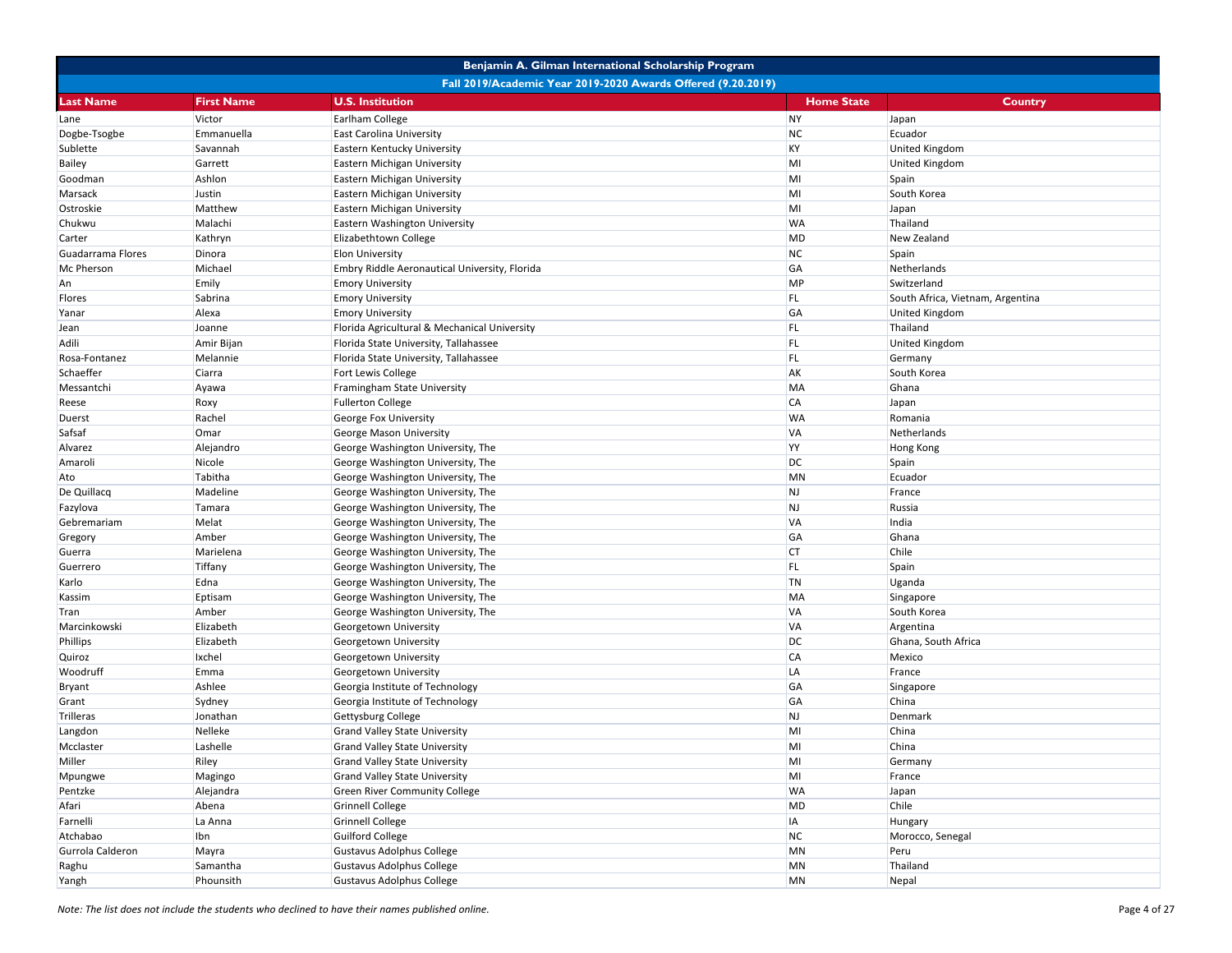| Benjamin A. Gilman International Scholarship Program | | | | |
|---|---|---|---|---|
| Fall 2019/Academic Year 2019-2020 Awards Offered (9.20.2019) | | | | |
| **Last Name** | **First Name** | **U.S. Institution** | **Home State** | **Country** |
| Lane | Victor | Earlham College | NY | Japan |
| Dogbe-Tsogbe | Emmanuella | East Carolina University | NC | Ecuador |
| Sublette | Savannah | Eastern Kentucky University | KY | United Kingdom |
| Bailey | Garrett | Eastern Michigan University | MI | United Kingdom |
| Goodman | Ashlon | Eastern Michigan University | MI | Spain |
| Marsack | Justin | Eastern Michigan University | MI | South Korea |
| Ostroskie | Matthew | Eastern Michigan University | MI | Japan |
| Chukwu | Malachi | Eastern Washington University | WA | Thailand |
| Carter | Kathryn | Elizabethtown College | MD | New Zealand |
| Guadarrama Flores | Dinora | Elon University | NC | Spain |
| Mc Pherson | Michael | Embry Riddle Aeronautical University, Florida | GA | Netherlands |
| An | Emily | Emory University | MP | Switzerland |
| Flores | Sabrina | Emory University | FL | South Africa, Vietnam, Argentina |
| Yanar | Alexa | Emory University | GA | United Kingdom |
| Jean | Joanne | Florida Agricultural & Mechanical University | FL | Thailand |
| Adili | Amir Bijan | Florida State University, Tallahassee | FL | United Kingdom |
| Rosa-Fontanez | Melannie | Florida State University, Tallahassee | FL | Germany |
| Schaeffer | Ciarra | Fort Lewis College | AK | South Korea |
| Messantchi | Ayawa | Framingham State University | MA | Ghana |
| Reese | Roxy | Fullerton College | CA | Japan |
| Duerst | Rachel | George Fox University | WA | Romania |
| Safsaf | Omar | George Mason University | VA | Netherlands |
| Alvarez | Alejandro | George Washington University, The | YY | Hong Kong |
| Amaroli | Nicole | George Washington University, The | DC | Spain |
| Ato | Tabitha | George Washington University, The | MN | Ecuador |
| De Quillacq | Madeline | George Washington University, The | NJ | France |
| Fazylova | Tamara | George Washington University, The | NJ | Russia |
| Gebremariam | Melat | George Washington University, The | VA | India |
| Gregory | Amber | George Washington University, The | GA | Ghana |
| Guerra | Marielena | George Washington University, The | CT | Chile |
| Guerrero | Tiffany | George Washington University, The | FL | Spain |
| Karlo | Edna | George Washington University, The | TN | Uganda |
| Kassim | Eptisam | George Washington University, The | MA | Singapore |
| Tran | Amber | George Washington University, The | VA | South Korea |
| Marcinkowski | Elizabeth | Georgetown University | VA | Argentina |
| Phillips | Elizabeth | Georgetown University | DC | Ghana, South Africa |
| Quiroz | Ixchel | Georgetown University | CA | Mexico |
| Woodruff | Emma | Georgetown University | LA | France |
| Bryant | Ashlee | Georgia Institute of Technology | GA | Singapore |
| Grant | Sydney | Georgia Institute of Technology | GA | China |
| Trilleras | Jonathan | Gettysburg College | NJ | Denmark |
| Langdon | Nelleke | Grand Valley State University | MI | China |
| Mcclaster | Lashelle | Grand Valley State University | MI | China |
| Miller | Riley | Grand Valley State University | MI | Germany |
| Mpungwe | Magingo | Grand Valley State University | MI | France |
| Pentzke | Alejandra | Green River Community College | WA | Japan |
| Afari | Abena | Grinnell College | MD | Chile |
| Farnelli | La Anna | Grinnell College | IA | Hungary |
| Atchabao | Ibn | Guilford College | NC | Morocco, Senegal |
| Gurrola Calderon | Mayra | Gustavus Adolphus College | MN | Peru |
| Raghu | Samantha | Gustavus Adolphus College | MN | Thailand |
| Yangh | Phounsith | Gustavus Adolphus College | MN | Nepal |

*Note: The list does not include the students who declined to have their names published online.*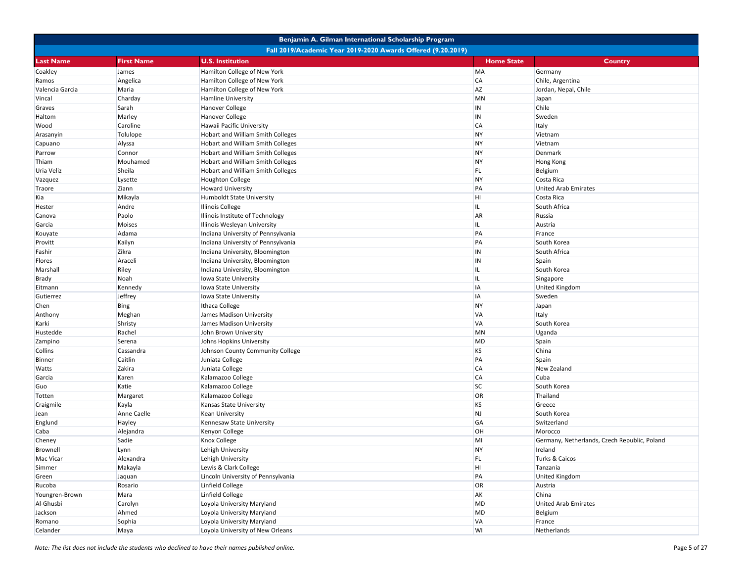| Benjamin A. Gilman International Scholarship Program | | | | |
|---|---|---|---|---|
| Fall 2019/Academic Year 2019-2020 Awards Offered (9.20.2019) | | | | |
| **Last Name** | **First Name** | **U.S. Institution** | **Home State** | **Country** |
| Coakley | James | Hamilton College of New York | MA | Germany |
| Ramos | Angelica | Hamilton College of New York | CA | Chile, Argentina |
| Valencia Garcia | Maria | Hamilton College of New York | AZ | Jordan, Nepal, Chile |
| Vincal | Charday | Hamline University | MN | Japan |
| Graves | Sarah | Hanover College | IN | Chile |
| Haltom | Marley | Hanover College | IN | Sweden |
| Wood | Caroline | Hawaii Pacific University | CA | Italy |
| Arasanyin | Tolulope | Hobart and William Smith Colleges | NY | Vietnam |
| Capuano | Alyssa | Hobart and William Smith Colleges | NY | Vietnam |
| Parrow | Connor | Hobart and William Smith Colleges | NY | Denmark |
| Thiam | Mouhamed | Hobart and William Smith Colleges | NY | Hong Kong |
| Uria Veliz | Sheila | Hobart and William Smith Colleges | FL | Belgium |
| Vazquez | Lysette | Houghton College | NY | Costa Rica |
| Traore | Ziann | Howard University | PA | United Arab Emirates |
| Kia | Mikayla | Humboldt State University | HI | Costa Rica |
| Hester | Andre | Illinois College | IL | South Africa |
| Canova | Paolo | Illinois Institute of Technology | AR | Russia |
| Garcia | Moises | Illinois Wesleyan University | IL | Austria |
| Kouyate | Adama | Indiana University of Pennsylvania | PA | France |
| Provitt | Kailyn | Indiana University of Pennsylvania | PA | South Korea |
| Fashir | Zikra | Indiana University, Bloomington | IN | South Africa |
| Flores | Araceli | Indiana University, Bloomington | IN | Spain |
| Marshall | Riley | Indiana University, Bloomington | IL | South Korea |
| Brady | Noah | Iowa State University | IL | Singapore |
| Eitmann | Kennedy | Iowa State University | IA | United Kingdom |
| Gutierrez | Jeffrey | Iowa State University | IA | Sweden |
| Chen | Bing | Ithaca College | NY | Japan |
| Anthony | Meghan | James Madison University | VA | Italy |
| Karki | Shristy | James Madison University | VA | South Korea |
| Hustedde | Rachel | John Brown University | MN | Uganda |
| Zampino | Serena | Johns Hopkins University | MD | Spain |
| Collins | Cassandra | Johnson County Community College | KS | China |
| Binner | Caitlin | Juniata College | PA | Spain |
| Watts | Zakira | Juniata College | CA | New Zealand |
| Garcia | Karen | Kalamazoo College | CA | Cuba |
| Guo | Katie | Kalamazoo College | SC | South Korea |
| Totten | Margaret | Kalamazoo College | OR | Thailand |
| Craigmile | Kayla | Kansas State University | KS | Greece |
| Jean | Anne Caelle | Kean University | NJ | South Korea |
| Englund | Hayley | Kennesaw State University | GA | Switzerland |
| Caba | Alejandra | Kenyon College | OH | Morocco |
| Cheney | Sadie | Knox College | MI | Germany, Netherlands, Czech Republic, Poland |
| Brownell | Lynn | Lehigh University | NY | Ireland |
| Mac Vicar | Alexandra | Lehigh University | FL | Turks & Caicos |
| Simmer | Makayla | Lewis & Clark College | HI | Tanzania |
| Green | Jaquan | Lincoln University of Pennsylvania | PA | United Kingdom |
| Rucoba | Rosario | Linfield College | OR | Austria |
| Youngren-Brown | Mara | Linfield College | AK | China |
| Al-Ghusbi | Carolyn | Loyola University Maryland | MD | United Arab Emirates |
| Jackson | Ahmed | Loyola University Maryland | MD | Belgium |
| Romano | Sophia | Loyola University Maryland | VA | France |
| Celander | Maya | Loyola University of New Orleans | WI | Netherlands |

*Note: The list does not include the students who declined to have their names published online.*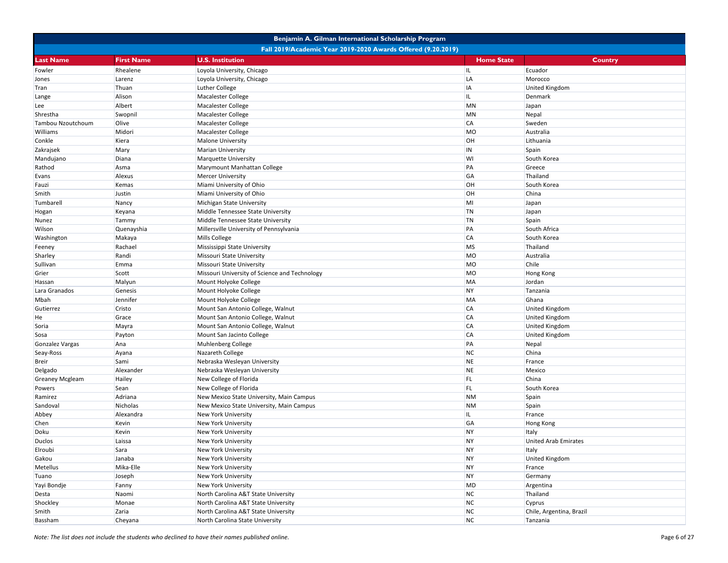| Benjamin A. Gilman International Scholarship Program | | | | |
|---|---|---|---|---|
| Fall 2019/Academic Year 2019-2020 Awards Offered (9.20.2019) | | | | |
| **Last Name** | **First Name** | **U.S. Institution** | **Home State** | **Country** |
| Fowler | Rhealene | Loyola University, Chicago | IL | Ecuador |
| Jones | Larenz | Loyola University, Chicago | LA | Morocco |
| Tran | Thuan | Luther College | IA | United Kingdom |
| Lange | Alison | Macalester College | IL | Denmark |
| Lee | Albert | Macalester College | MN | Japan |
| Shrestha | Swopnil | Macalester College | MN | Nepal |
| Tambou Nzoutchoum | Olive | Macalester College | CA | Sweden |
| Williams | Midori | Macalester College | MO | Australia |
| Conkle | Kiera | Malone University | OH | Lithuania |
| Zakrajsek | Mary | Marian University | IN | Spain |
| Mandujano | Diana | Marquette University | WI | South Korea |
| Rathod | Asma | Marymount Manhattan College | PA | Greece |
| Evans | Alexus | Mercer University | GA | Thailand |
| Fauzi | Kemas | Miami University of Ohio | OH | South Korea |
| Smith | Justin | Miami University of Ohio | OH | China |
| Tumbarell | Nancy | Michigan State University | MI | Japan |
| Hogan | Keyana | Middle Tennessee State University | TN | Japan |
| Nunez | Tammy | Middle Tennessee State University | TN | Spain |
| Wilson | Quenayshia | Millersville University of Pennsylvania | PA | South Africa |
| Washington | Makaya | Mills College | CA | South Korea |
| Feeney | Rachael | Mississippi State University | MS | Thailand |
| Sharley | Randi | Missouri State University | MO | Australia |
| Sullivan | Emma | Missouri State University | MO | Chile |
| Grier | Scott | Missouri University of Science and Technology | MO | Hong Kong |
| Hassan | Malyun | Mount Holyoke College | MA | Jordan |
| Lara Granados | Genesis | Mount Holyoke College | NY | Tanzania |
| Mbah | Jennifer | Mount Holyoke College | MA | Ghana |
| Gutierrez | Cristo | Mount San Antonio College, Walnut | CA | United Kingdom |
| He | Grace | Mount San Antonio College, Walnut | CA | United Kingdom |
| Soria | Mayra | Mount San Antonio College, Walnut | CA | United Kingdom |
| Sosa | Payton | Mount San Jacinto College | CA | United Kingdom |
| Gonzalez Vargas | Ana | Muhlenberg College | PA | Nepal |
| Seay-Ross | Ayana | Nazareth College | NC | China |
| Breir | Sami | Nebraska Wesleyan University | NE | France |
| Delgado | Alexander | Nebraska Wesleyan University | NE | Mexico |
| Greaney Mcgleam | Hailey | New College of Florida | FL | China |
| Powers | Sean | New College of Florida | FL | South Korea |
| Ramirez | Adriana | New Mexico State University, Main Campus | NM | Spain |
| Sandoval | Nicholas | New Mexico State University, Main Campus | NM | Spain |
| Abbey | Alexandra | New York University | IL | France |
| Chen | Kevin | New York University | GA | Hong Kong |
| Doku | Kevin | New York University | NY | Italy |
| Duclos | Laissa | New York University | NY | United Arab Emirates |
| Elroubi | Sara | New York University | NY | Italy |
| Gakou | Janaba | New York University | NY | United Kingdom |
| Metellus | Mika-Elle | New York University | NY | France |
| Tuano | Joseph | New York University | NY | Germany |
| Yayi Bondje | Fanny | New York University | MD | Argentina |
| Desta | Naomi | North Carolina A&T State University | NC | Thailand |
| Shockley | Monae | North Carolina A&T State University | NC | Cyprus |
| Smith | Zaria | North Carolina A&T State University | NC | Chile, Argentina, Brazil |
| Bassham | Cheyana | North Carolina State University | NC | Tanzania |

*Note: The list does not include the students who declined to have their names published online.*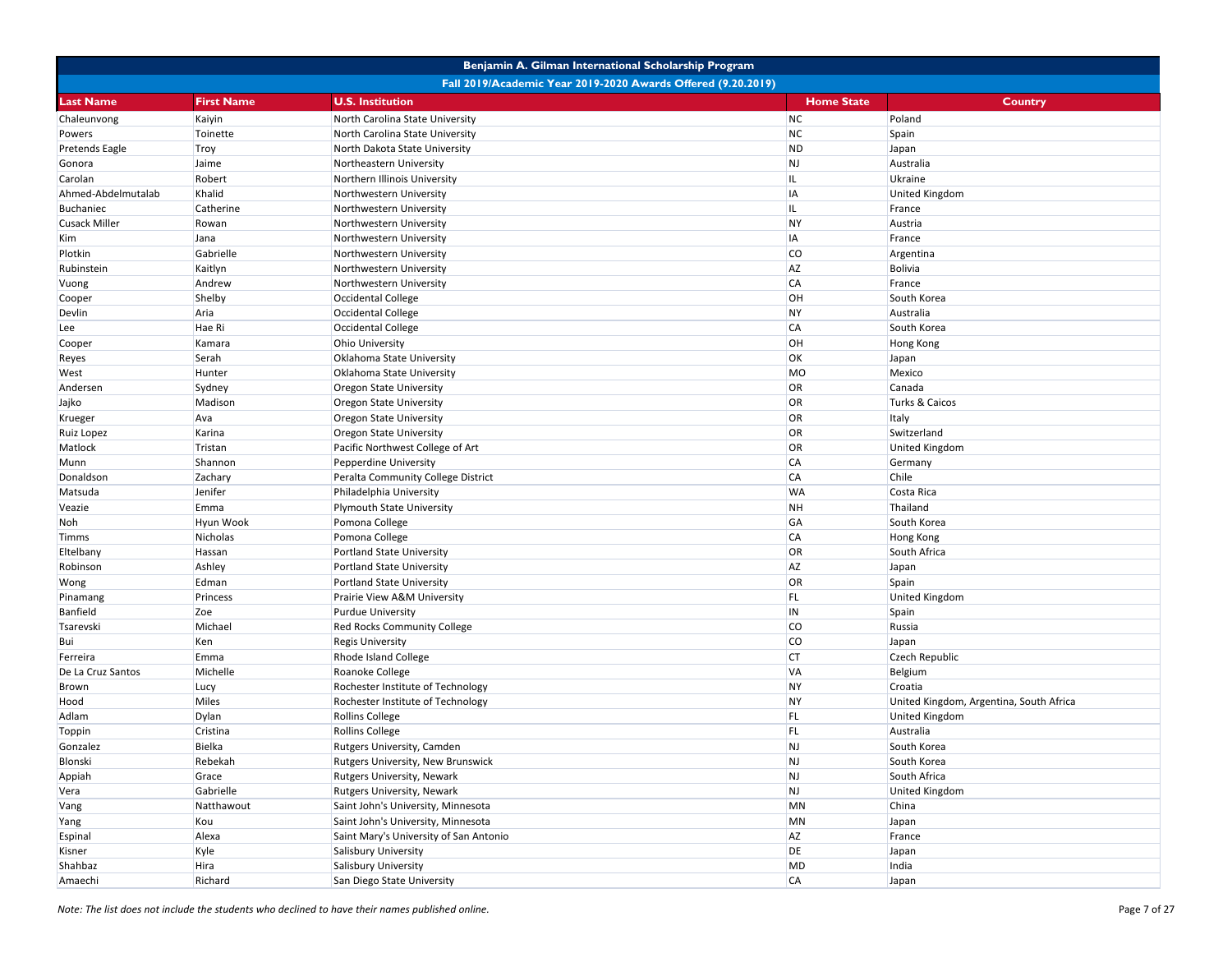| Benjamin A. Gilman International Scholarship Program | | | | |
|---|---|---|---|---|
| Fall 2019/Academic Year 2019-2020 Awards Offered (9.20.2019) | | | | |
| **Last Name** | **First Name** | **U.S. Institution** | **Home State** | **Country** |
| Chaleunvong | Kaiyin | North Carolina State University | NC | Poland |
| Powers | Toinette | North Carolina State University | NC | Spain |
| Pretends Eagle | Troy | North Dakota State University | ND | Japan |
| Gonora | Jaime | Northeastern University | NJ | Australia |
| Carolan | Robert | Northern Illinois University | IL | Ukraine |
| Ahmed-Abdelmutalab | Khalid | Northwestern University | IA | United Kingdom |
| Buchaniec | Catherine | Northwestern University | IL | France |
| Cusack Miller | Rowan | Northwestern University | NY | Austria |
| Kim | Jana | Northwestern University | IA | France |
| Plotkin | Gabrielle | Northwestern University | CO | Argentina |
| Rubinstein | Kaitlyn | Northwestern University | AZ | Bolivia |
| Vuong | Andrew | Northwestern University | CA | France |
| Cooper | Shelby | Occidental College | OH | South Korea |
| Devlin | Aria | Occidental College | NY | Australia |
| Lee | Hae Ri | Occidental College | CA | South Korea |
| Cooper | Kamara | Ohio University | OH | Hong Kong |
| Reyes | Serah | Oklahoma State University | OK | Japan |
| West | Hunter | Oklahoma State University | MO | Mexico |
| Andersen | Sydney | Oregon State University | OR | Canada |
| Jajko | Madison | Oregon State University | OR | Turks & Caicos |
| Krueger | Ava | Oregon State University | OR | Italy |
| Ruiz Lopez | Karina | Oregon State University | OR | Switzerland |
| Matlock | Tristan | Pacific Northwest College of Art | OR | United Kingdom |
| Munn | Shannon | Pepperdine University | CA | Germany |
| Donaldson | Zachary | Peralta Community College District | CA | Chile |
| Matsuda | Jenifer | Philadelphia University | WA | Costa Rica |
| Veazie | Emma | Plymouth State University | NH | Thailand |
| Noh | Hyun Wook | Pomona College | GA | South Korea |
| Timms | Nicholas | Pomona College | CA | Hong Kong |
| Eltelbany | Hassan | Portland State University | OR | South Africa |
| Robinson | Ashley | Portland State University | AZ | Japan |
| Wong | Edman | Portland State University | OR | Spain |
| Pinamang | Princess | Prairie View A&M University | FL | United Kingdom |
| Banfield | Zoe | Purdue University | IN | Spain |
| Tsarevski | Michael | Red Rocks Community College | CO | Russia |
| Bui | Ken | Regis University | CO | Japan |
| Ferreira | Emma | Rhode Island College | CT | Czech Republic |
| De La Cruz Santos | Michelle | Roanoke College | VA | Belgium |
| Brown | Lucy | Rochester Institute of Technology | NY | Croatia |
| Hood | Miles | Rochester Institute of Technology | NY | United Kingdom, Argentina, South Africa |
| Adlam | Dylan | Rollins College | FL | United Kingdom |
| Toppin | Cristina | Rollins College | FL | Australia |
| Gonzalez | Bielka | Rutgers University, Camden | NJ | South Korea |
| Blonski | Rebekah | Rutgers University, New Brunswick | NJ | South Korea |
| Appiah | Grace | Rutgers University, Newark | NJ | South Africa |
| Vera | Gabrielle | Rutgers University, Newark | NJ | United Kingdom |
| Vang | Natthawout | Saint John's University, Minnesota | MN | China |
| Yang | Kou | Saint John's University, Minnesota | MN | Japan |
| Espinal | Alexa | Saint Mary's University of San Antonio | AZ | France |
| Kisner | Kyle | Salisbury University | DE | Japan |
| Shahbaz | Hira | Salisbury University | MD | India |
| Amaechi | Richard | San Diego State University | CA | Japan |

*Note: The list does not include the students who declined to have their names published online.*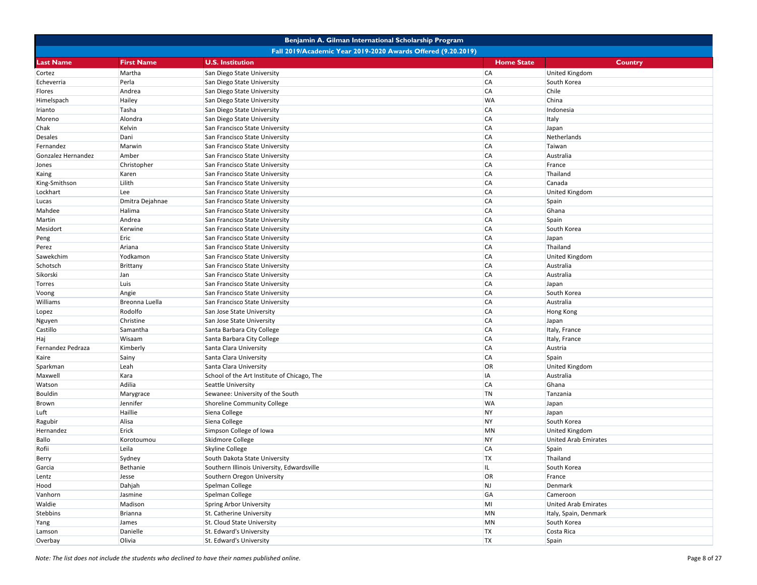## Benjamin A. Gilman International Scholarship Program

### Fall 2019/Academic Year 2019-2020 Awards Offered (9.20.2019)

| Last Name | First Name | U.S. Institution | Home State | Country |
|---|---|---|---|---|
| Cortez | Martha | San Diego State University | CA | United Kingdom |
| Echeverria | Perla | San Diego State University | CA | South Korea |
| Flores | Andrea | San Diego State University | CA | Chile |
| Himelspach | Hailey | San Diego State University | WA | China |
| Irianto | Tasha | San Diego State University | CA | Indonesia |
| Moreno | Alondra | San Diego State University | CA | Italy |
| Chak | Kelvin | San Francisco State University | CA | Japan |
| Desales | Dani | San Francisco State University | CA | Netherlands |
| Fernandez | Marwin | San Francisco State University | CA | Taiwan |
| Gonzalez Hernandez | Amber | San Francisco State University | CA | Australia |
| Jones | Christopher | San Francisco State University | CA | France |
| Kaing | Karen | San Francisco State University | CA | Thailand |
| King-Smithson | Lilith | San Francisco State University | CA | Canada |
| Lockhart | Lee | San Francisco State University | CA | United Kingdom |
| Lucas | Dmitra Dejahnae | San Francisco State University | CA | Spain |
| Mahdee | Halima | San Francisco State University | CA | Ghana |
| Martin | Andrea | San Francisco State University | CA | Spain |
| Mesidort | Kerwine | San Francisco State University | CA | South Korea |
| Peng | Eric | San Francisco State University | CA | Japan |
| Perez | Ariana | San Francisco State University | CA | Thailand |
| Sawekchim | Yodkamon | San Francisco State University | CA | United Kingdom |
| Schotsch | Brittany | San Francisco State University | CA | Australia |
| Sikorski | Jan | San Francisco State University | CA | Australia |
| Torres | Luis | San Francisco State University | CA | Japan |
| Voong | Angie | San Francisco State University | CA | South Korea |
| Williams | Breonna Luella | San Francisco State University | CA | Australia |
| Lopez | Rodolfo | San Jose State University | CA | Hong Kong |
| Nguyen | Christine | San Jose State University | CA | Japan |
| Castillo | Samantha | Santa Barbara City College | CA | Italy, France |
| Haj | Wisaam | Santa Barbara City College | CA | Italy, France |
| Fernandez Pedraza | Kimberly | Santa Clara University | CA | Austria |
| Kaire | Sainy | Santa Clara University | CA | Spain |
| Sparkman | Leah | Santa Clara University | OR | United Kingdom |
| Maxwell | Kara | School of the Art Institute of Chicago, The | IA | Australia |
| Watson | Adilia | Seattle University | CA | Ghana |
| Bouldin | Marygrace | Sewanee: University of the South | TN | Tanzania |
| Brown | Jennifer | Shoreline Community College | WA | Japan |
| Luft | Haillie | Siena College | NY | Japan |
| Ragubir | Alisa | Siena College | NY | South Korea |
| Hernandez | Erick | Simpson College of Iowa | MN | United Kingdom |
| Ballo | Korotoumou | Skidmore College | NY | United Arab Emirates |
| Rofii | Leila | Skyline College | CA | Spain |
| Berry | Sydney | South Dakota State University | TX | Thailand |
| Garcia | Bethanie | Southern Illinois University, Edwardsville | IL | South Korea |
| Lentz | Jesse | Southern Oregon University | OR | France |
| Hood | Dahjah | Spelman College | NJ | Denmark |
| Vanhorn | Jasmine | Spelman College | GA | Cameroon |
| Waldie | Madison | Spring Arbor University | MI | United Arab Emirates |
| Stebbins | Brianna | St. Catherine University | MN | Italy, Spain, Denmark |
| Yang | James | St. Cloud State University | MN | South Korea |
| Lamson | Danielle | St. Edward's University | TX | Costa Rica |
| Overbay | Olivia | St. Edward's University | TX | Spain |

*Note: The list does not include the students who declined to have their names published online.*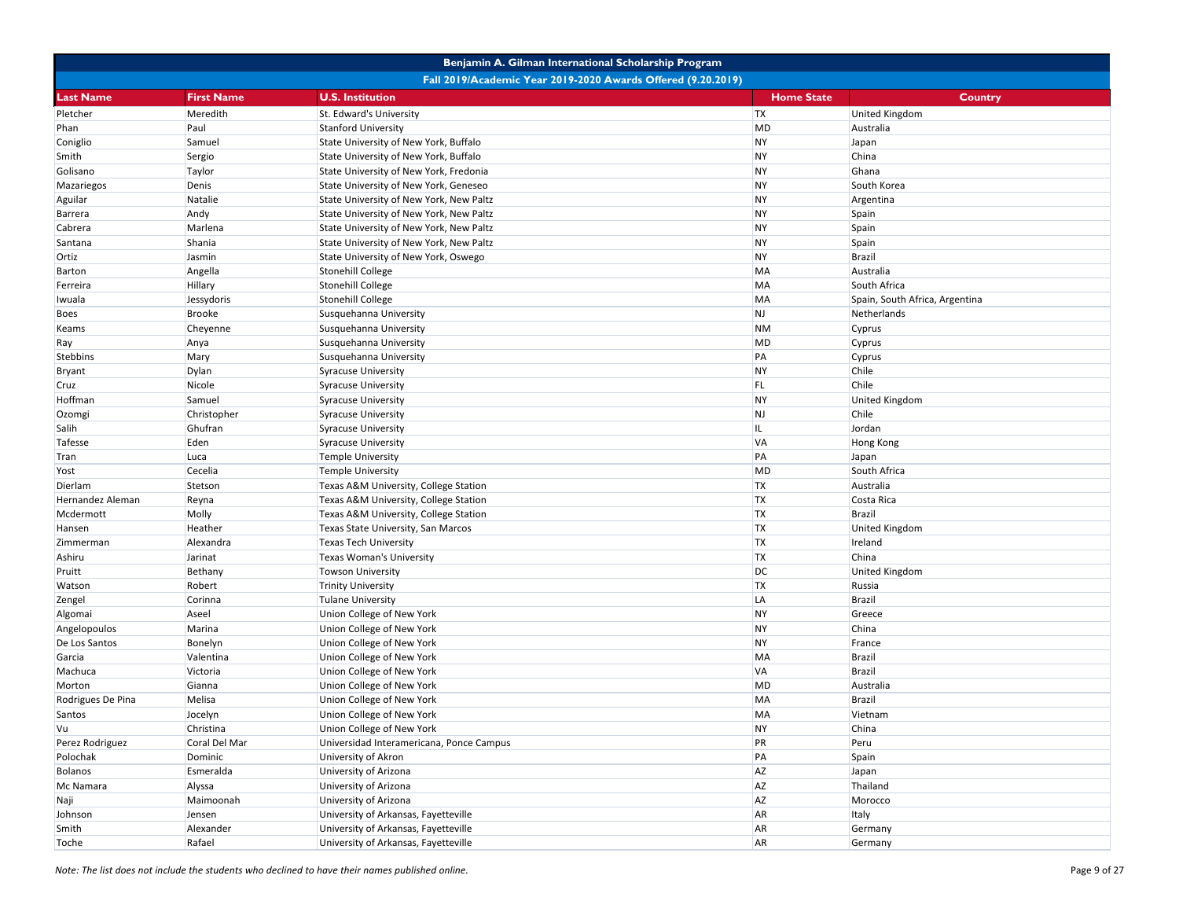| Benjamin A. Gilman International Scholarship Program | | | | |
|---|---|---|---|---|
| Fall 2019/Academic Year 2019-2020 Awards Offered (9.20.2019) | | | | |
| **Last Name** | **First Name** | **U.S. Institution** | **Home State** | **Country** |
| Pletcher | Meredith | St. Edward's University | TX | United Kingdom |
| Phan | Paul | Stanford University | MD | Australia |
| Coniglio | Samuel | State University of New York, Buffalo | NY | Japan |
| Smith | Sergio | State University of New York, Buffalo | NY | China |
| Golisano | Taylor | State University of New York, Fredonia | NY | Ghana |
| Mazariegos | Denis | State University of New York, Geneseo | NY | South Korea |
| Aguilar | Natalie | State University of New York, New Paltz | NY | Argentina |
| Barrera | Andy | State University of New York, New Paltz | NY | Spain |
| Cabrera | Marlena | State University of New York, New Paltz | NY | Spain |
| Santana | Shania | State University of New York, New Paltz | NY | Spain |
| Ortiz | Jasmin | State University of New York, Oswego | NY | Brazil |
| Barton | Angella | Stonehill College | MA | Australia |
| Ferreira | Hillary | Stonehill College | MA | South Africa |
| Iwuala | Jessydoris | Stonehill College | MA | Spain, South Africa, Argentina |
| Boes | Brooke | Susquehanna University | NJ | Netherlands |
| Keams | Cheyenne | Susquehanna University | NM | Cyprus |
| Ray | Anya | Susquehanna University | MD | Cyprus |
| Stebbins | Mary | Susquehanna University | PA | Cyprus |
| Bryant | Dylan | Syracuse University | NY | Chile |
| Cruz | Nicole | Syracuse University | FL | Chile |
| Hoffman | Samuel | Syracuse University | NY | United Kingdom |
| Ozomgi | Christopher | Syracuse University | NJ | Chile |
| Salih | Ghufran | Syracuse University | IL | Jordan |
| Tafesse | Eden | Syracuse University | VA | Hong Kong |
| Tran | Luca | Temple University | PA | Japan |
| Yost | Cecelia | Temple University | MD | South Africa |
| Dierlam | Stetson | Texas A&M University, College Station | TX | Australia |
| Hernandez Aleman | Reyna | Texas A&M University, College Station | TX | Costa Rica |
| Mcdermott | Molly | Texas A&M University, College Station | TX | Brazil |
| Hansen | Heather | Texas State University, San Marcos | TX | United Kingdom |
| Zimmerman | Alexandra | Texas Tech University | TX | Ireland |
| Ashiru | Jarinat | Texas Woman's University | TX | China |
| Pruitt | Bethany | Towson University | DC | United Kingdom |
| Watson | Robert | Trinity University | TX | Russia |
| Zengel | Corinna | Tulane University | LA | Brazil |
| Algomai | Aseel | Union College of New York | NY | Greece |
| Angelopoulos | Marina | Union College of New York | NY | China |
| De Los Santos | Bonelyn | Union College of New York | NY | France |
| Garcia | Valentina | Union College of New York | MA | Brazil |
| Machuca | Victoria | Union College of New York | VA | Brazil |
| Morton | Gianna | Union College of New York | MD | Australia |
| Rodrigues De Pina | Melisa | Union College of New York | MA | Brazil |
| Santos | Jocelyn | Union College of New York | MA | Vietnam |
| Vu | Christina | Union College of New York | NY | China |
| Perez Rodriguez | Coral Del Mar | Universidad Interamericana, Ponce Campus | PR | Peru |
| Polochak | Dominic | University of Akron | PA | Spain |
| Bolanos | Esmeralda | University of Arizona | AZ | Japan |
| Mc Namara | Alyssa | University of Arizona | AZ | Thailand |
| Naji | Maimoonah | University of Arizona | AZ | Morocco |
| Johnson | Jensen | University of Arkansas, Fayetteville | AR | Italy |
| Smith | Alexander | University of Arkansas, Fayetteville | AR | Germany |
| Toche | Rafael | University of Arkansas, Fayetteville | AR | Germany |

*Note: The list does not include the students who declined to have their names published online.*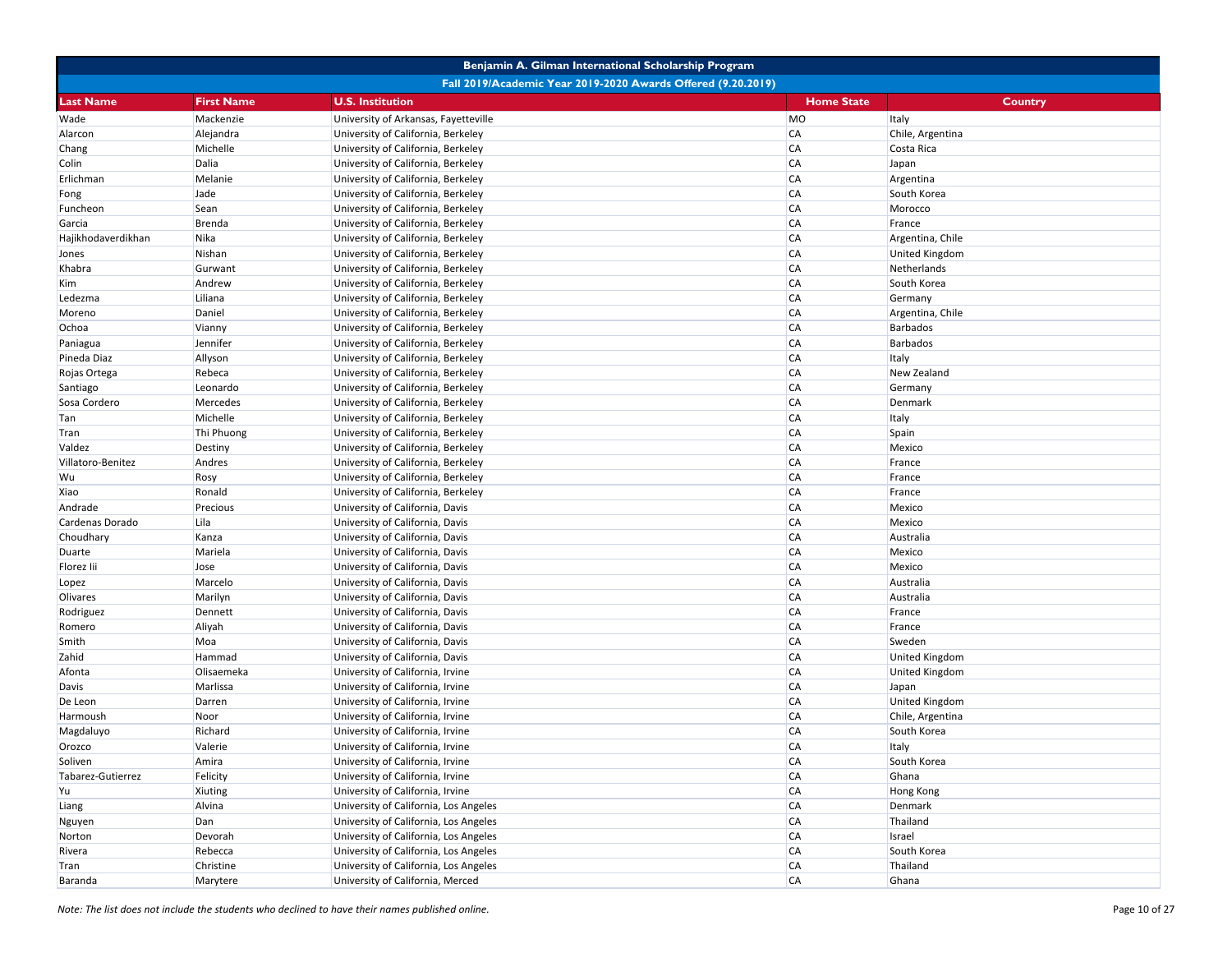| Benjamin A. Gilman International Scholarship Program | | | | |
|---|---|---|---|---|
| Fall 2019/Academic Year 2019-2020 Awards Offered (9.20.2019) | | | | |
| **Last Name** | **First Name** | **U.S. Institution** | **Home State** | **Country** |
| Wade | Mackenzie | University of Arkansas, Fayetteville | MO | Italy |
| Alarcon | Alejandra | University of California, Berkeley | CA | Chile, Argentina |
| Chang | Michelle | University of California, Berkeley | CA | Costa Rica |
| Colin | Dalia | University of California, Berkeley | CA | Japan |
| Erlichman | Melanie | University of California, Berkeley | CA | Argentina |
| Fong | Jade | University of California, Berkeley | CA | South Korea |
| Funcheon | Sean | University of California, Berkeley | CA | Morocco |
| Garcia | Brenda | University of California, Berkeley | CA | France |
| Hajikhodaverdikhan | Nika | University of California, Berkeley | CA | Argentina, Chile |
| Jones | Nishan | University of California, Berkeley | CA | United Kingdom |
| Khabra | Gurwant | University of California, Berkeley | CA | Netherlands |
| Kim | Andrew | University of California, Berkeley | CA | South Korea |
| Ledezma | Liliana | University of California, Berkeley | CA | Germany |
| Moreno | Daniel | University of California, Berkeley | CA | Argentina, Chile |
| Ochoa | Vianny | University of California, Berkeley | CA | Barbados |
| Paniagua | Jennifer | University of California, Berkeley | CA | Barbados |
| Pineda Diaz | Allyson | University of California, Berkeley | CA | Italy |
| Rojas Ortega | Rebeca | University of California, Berkeley | CA | New Zealand |
| Santiago | Leonardo | University of California, Berkeley | CA | Germany |
| Sosa Cordero | Mercedes | University of California, Berkeley | CA | Denmark |
| Tan | Michelle | University of California, Berkeley | CA | Italy |
| Tran | Thi Phuong | University of California, Berkeley | CA | Spain |
| Valdez | Destiny | University of California, Berkeley | CA | Mexico |
| Villatoro-Benitez | Andres | University of California, Berkeley | CA | France |
| Wu | Rosy | University of California, Berkeley | CA | France |
| Xiao | Ronald | University of California, Berkeley | CA | France |
| Andrade | Precious | University of California, Davis | CA | Mexico |
| Cardenas Dorado | Lila | University of California, Davis | CA | Mexico |
| Choudhary | Kanza | University of California, Davis | CA | Australia |
| Duarte | Mariela | University of California, Davis | CA | Mexico |
| Florez Iii | Jose | University of California, Davis | CA | Mexico |
| Lopez | Marcelo | University of California, Davis | CA | Australia |
| Olivares | Marilyn | University of California, Davis | CA | Australia |
| Rodriguez | Dennett | University of California, Davis | CA | France |
| Romero | Aliyah | University of California, Davis | CA | France |
| Smith | Moa | University of California, Davis | CA | Sweden |
| Zahid | Hammad | University of California, Davis | CA | United Kingdom |
| Afonta | Olisaemeka | University of California, Irvine | CA | United Kingdom |
| Davis | Marlissa | University of California, Irvine | CA | Japan |
| De Leon | Darren | University of California, Irvine | CA | United Kingdom |
| Harmoush | Noor | University of California, Irvine | CA | Chile, Argentina |
| Magdaluyo | Richard | University of California, Irvine | CA | South Korea |
| Orozco | Valerie | University of California, Irvine | CA | Italy |
| Soliven | Amira | University of California, Irvine | CA | South Korea |
| Tabarez-Gutierrez | Felicity | University of California, Irvine | CA | Ghana |
| Yu | Xiuting | University of California, Irvine | CA | Hong Kong |
| Liang | Alvina | University of California, Los Angeles | CA | Denmark |
| Nguyen | Dan | University of California, Los Angeles | CA | Thailand |
| Norton | Devorah | University of California, Los Angeles | CA | Israel |
| Rivera | Rebecca | University of California, Los Angeles | CA | South Korea |
| Tran | Christine | University of California, Los Angeles | CA | Thailand |
| Baranda | Marytere | University of California, Merced | CA | Ghana |

*Note: The list does not include the students who declined to have their names published online.*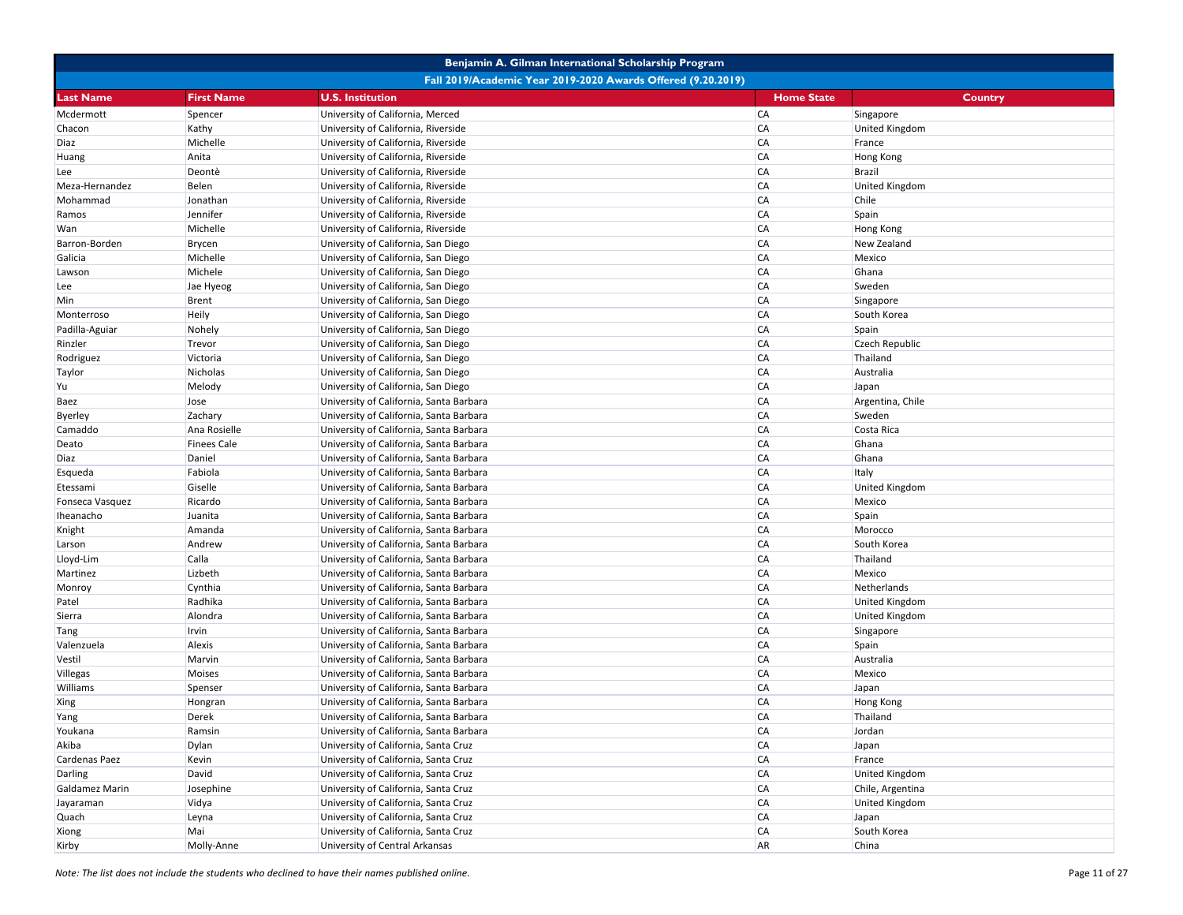| Benjamin A. Gilman International Scholarship Program | | | | |
|---|---|---|---|---|
| Fall 2019/Academic Year 2019-2020 Awards Offered (9.20.2019) | | | | |
| **Last Name** | **First Name** | **U.S. Institution** | **Home State** | **Country** |
| Mcdermott | Spencer | University of California, Merced | CA | Singapore |
| Chacon | Kathy | University of California, Riverside | CA | United Kingdom |
| Diaz | Michelle | University of California, Riverside | CA | France |
| Huang | Anita | University of California, Riverside | CA | Hong Kong |
| Lee | Deontè | University of California, Riverside | CA | Brazil |
| Meza-Hernandez | Belen | University of California, Riverside | CA | United Kingdom |
| Mohammad | Jonathan | University of California, Riverside | CA | Chile |
| Ramos | Jennifer | University of California, Riverside | CA | Spain |
| Wan | Michelle | University of California, Riverside | CA | Hong Kong |
| Barron-Borden | Brycen | University of California, San Diego | CA | New Zealand |
| Galicia | Michelle | University of California, San Diego | CA | Mexico |
| Lawson | Michele | University of California, San Diego | CA | Ghana |
| Lee | Jae Hyeog | University of California, San Diego | CA | Sweden |
| Min | Brent | University of California, San Diego | CA | Singapore |
| Monterroso | Heily | University of California, San Diego | CA | South Korea |
| Padilla-Aguiar | Nohely | University of California, San Diego | CA | Spain |
| Rinzler | Trevor | University of California, San Diego | CA | Czech Republic |
| Rodriguez | Victoria | University of California, San Diego | CA | Thailand |
| Taylor | Nicholas | University of California, San Diego | CA | Australia |
| Yu | Melody | University of California, San Diego | CA | Japan |
| Baez | Jose | University of California, Santa Barbara | CA | Argentina, Chile |
| Byerley | Zachary | University of California, Santa Barbara | CA | Sweden |
| Camaddo | Ana Rosielle | University of California, Santa Barbara | CA | Costa Rica |
| Deato | Finees Cale | University of California, Santa Barbara | CA | Ghana |
| Diaz | Daniel | University of California, Santa Barbara | CA | Ghana |
| Esqueda | Fabiola | University of California, Santa Barbara | CA | Italy |
| Etessami | Giselle | University of California, Santa Barbara | CA | United Kingdom |
| Fonseca Vasquez | Ricardo | University of California, Santa Barbara | CA | Mexico |
| Iheanacho | Juanita | University of California, Santa Barbara | CA | Spain |
| Knight | Amanda | University of California, Santa Barbara | CA | Morocco |
| Larson | Andrew | University of California, Santa Barbara | CA | South Korea |
| Lloyd-Lim | Calla | University of California, Santa Barbara | CA | Thailand |
| Martinez | Lizbeth | University of California, Santa Barbara | CA | Mexico |
| Monroy | Cynthia | University of California, Santa Barbara | CA | Netherlands |
| Patel | Radhika | University of California, Santa Barbara | CA | United Kingdom |
| Sierra | Alondra | University of California, Santa Barbara | CA | United Kingdom |
| Tang | Irvin | University of California, Santa Barbara | CA | Singapore |
| Valenzuela | Alexis | University of California, Santa Barbara | CA | Spain |
| Vestil | Marvin | University of California, Santa Barbara | CA | Australia |
| Villegas | Moises | University of California, Santa Barbara | CA | Mexico |
| Williams | Spenser | University of California, Santa Barbara | CA | Japan |
| Xing | Hongran | University of California, Santa Barbara | CA | Hong Kong |
| Yang | Derek | University of California, Santa Barbara | CA | Thailand |
| Youkana | Ramsin | University of California, Santa Barbara | CA | Jordan |
| Akiba | Dylan | University of California, Santa Cruz | CA | Japan |
| Cardenas Paez | Kevin | University of California, Santa Cruz | CA | France |
| Darling | David | University of California, Santa Cruz | CA | United Kingdom |
| Galdamez Marin | Josephine | University of California, Santa Cruz | CA | Chile, Argentina |
| Jayaraman | Vidya | University of California, Santa Cruz | CA | United Kingdom |
| Quach | Leyna | University of California, Santa Cruz | CA | Japan |
| Xiong | Mai | University of California, Santa Cruz | CA | South Korea |
| Kirby | Molly-Anne | University of Central Arkansas | AR | China |

*Note: The list does not include the students who declined to have their names published online.*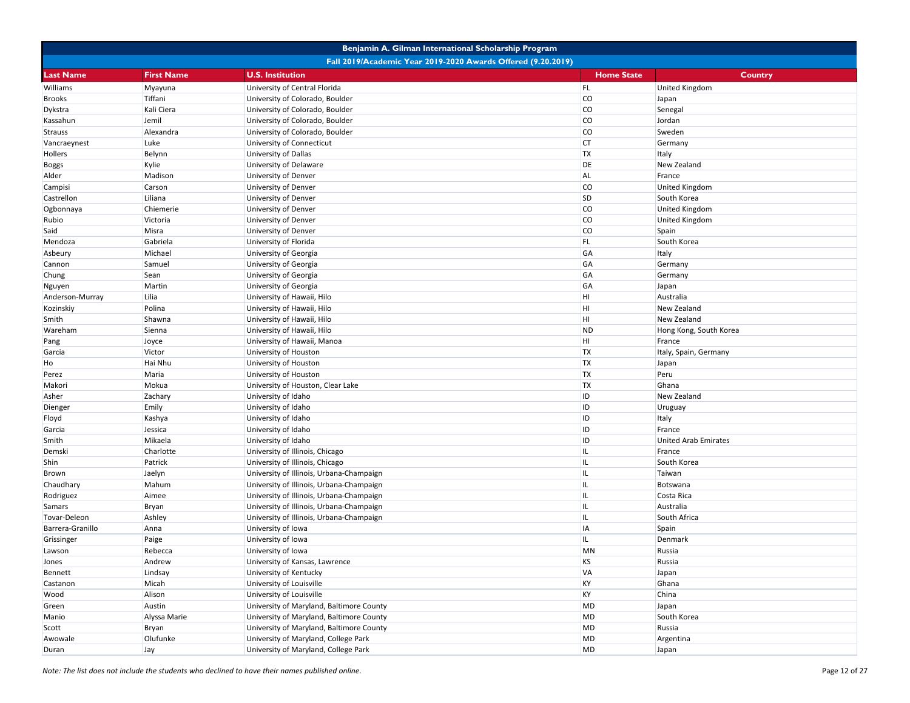# Benjamin A. Gilman International Scholarship Program

## Fall 2019/Academic Year 2019-2020 Awards Offered (9.20.2019)

| Last Name | First Name | U.S. Institution | Home State | Country |
|---|---|---|---|---|
| Williams | Myayuna | University of Central Florida | FL | United Kingdom |
| Brooks | Tiffani | University of Colorado, Boulder | CO | Japan |
| Dykstra | Kali Ciera | University of Colorado, Boulder | CO | Senegal |
| Kassahun | Jemil | University of Colorado, Boulder | CO | Jordan |
| Strauss | Alexandra | University of Colorado, Boulder | CO | Sweden |
| Vancraeynest | Luke | University of Connecticut | CT | Germany |
| Hollers | Belynn | University of Dallas | TX | Italy |
| Boggs | Kylie | University of Delaware | DE | New Zealand |
| Alder | Madison | University of Denver | AL | France |
| Campisi | Carson | University of Denver | CO | United Kingdom |
| Castrellon | Liliana | University of Denver | SD | South Korea |
| Ogbonnaya | Chiemerie | University of Denver | CO | United Kingdom |
| Rubio | Victoria | University of Denver | CO | United Kingdom |
| Said | Misra | University of Denver | CO | Spain |
| Mendoza | Gabriela | University of Florida | FL | South Korea |
| Asbeury | Michael | University of Georgia | GA | Italy |
| Cannon | Samuel | University of Georgia | GA | Germany |
| Chung | Sean | University of Georgia | GA | Germany |
| Nguyen | Martin | University of Georgia | GA | Japan |
| Anderson-Murray | Lilia | University of Hawaii, Hilo | HI | Australia |
| Kozinskiy | Polina | University of Hawaii, Hilo | HI | New Zealand |
| Smith | Shawna | University of Hawaii, Hilo | HI | New Zealand |
| Wareham | Sienna | University of Hawaii, Hilo | ND | Hong Kong, South Korea |
| Pang | Joyce | University of Hawaii, Manoa | HI | France |
| Garcia | Victor | University of Houston | TX | Italy, Spain, Germany |
| Ho | Hai Nhu | University of Houston | TX | Japan |
| Perez | Maria | University of Houston | TX | Peru |
| Makori | Mokua | University of Houston, Clear Lake | TX | Ghana |
| Asher | Zachary | University of Idaho | ID | New Zealand |
| Dienger | Emily | University of Idaho | ID | Uruguay |
| Floyd | Kashya | University of Idaho | ID | Italy |
| Garcia | Jessica | University of Idaho | ID | France |
| Smith | Mikaela | University of Idaho | ID | United Arab Emirates |
| Demski | Charlotte | University of Illinois, Chicago | IL | France |
| Shin | Patrick | University of Illinois, Chicago | IL | South Korea |
| Brown | Jaelyn | University of Illinois, Urbana-Champaign | IL | Taiwan |
| Chaudhary | Mahum | University of Illinois, Urbana-Champaign | IL | Botswana |
| Rodriguez | Aimee | University of Illinois, Urbana-Champaign | IL | Costa Rica |
| Samars | Bryan | University of Illinois, Urbana-Champaign | IL | Australia |
| Tovar-Deleon | Ashley | University of Illinois, Urbana-Champaign | IL | South Africa |
| Barrera-Granillo | Anna | University of Iowa | IA | Spain |
| Grissinger | Paige | University of Iowa | IL | Denmark |
| Lawson | Rebecca | University of Iowa | MN | Russia |
| Jones | Andrew | University of Kansas, Lawrence | KS | Russia |
| Bennett | Lindsay | University of Kentucky | VA | Japan |
| Castanon | Micah | University of Louisville | KY | Ghana |
| Wood | Alison | University of Louisville | KY | China |
| Green | Austin | University of Maryland, Baltimore County | MD | Japan |
| Manio | Alyssa Marie | University of Maryland, Baltimore County | MD | South Korea |
| Scott | Bryan | University of Maryland, Baltimore County | MD | Russia |
| Awowale | Olufunke | University of Maryland, College Park | MD | Argentina |
| Duran | Jay | University of Maryland, College Park | MD | Japan |

*Note: The list does not include the students who declined to have their names published online.*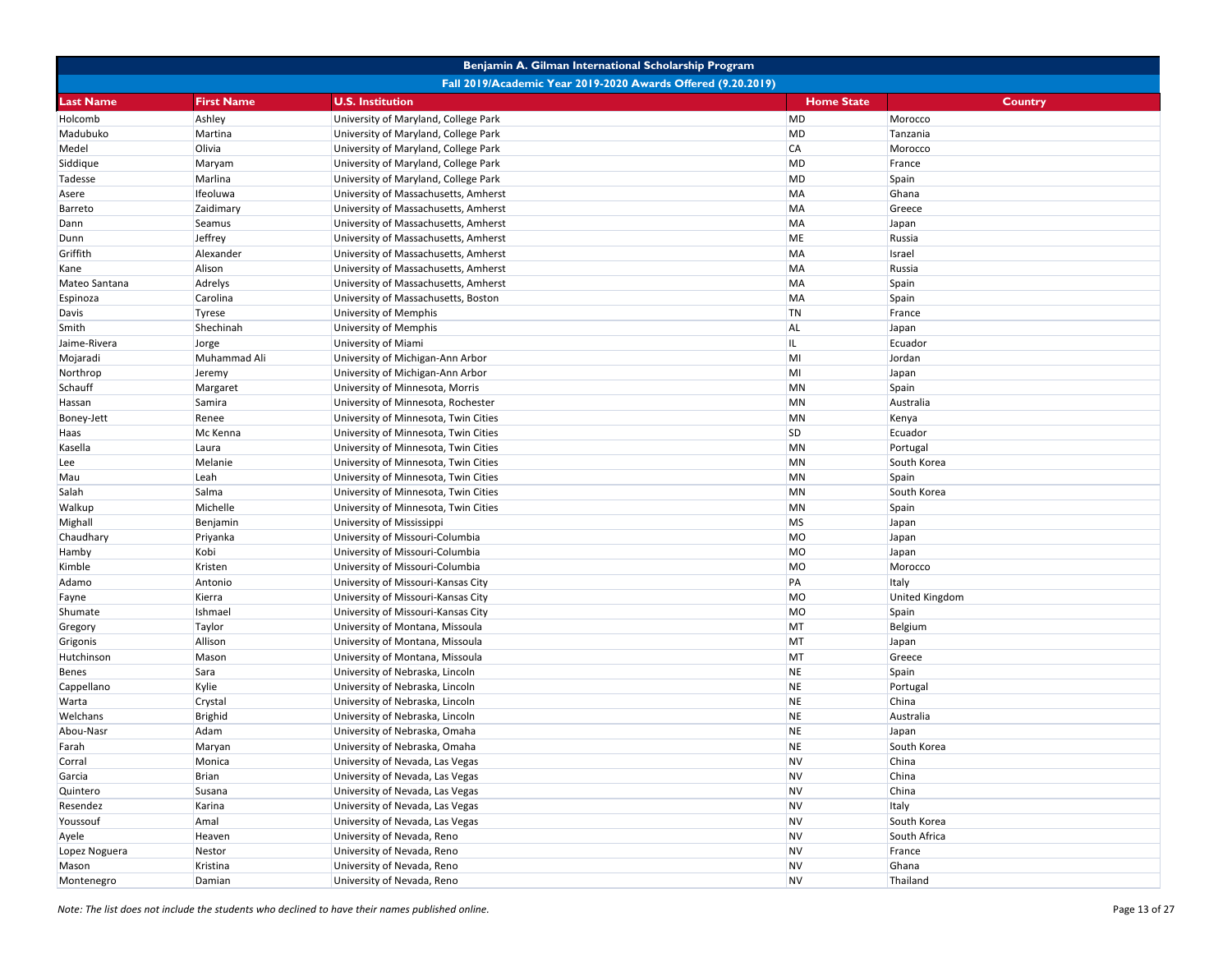## Benjamin A. Gilman International Scholarship Program

### Fall 2019/Academic Year 2019-2020 Awards Offered (9.20.2019)

| Last Name | First Name | U.S. Institution | Home State | Country |
|---|---|---|---|---|
| Holcomb | Ashley | University of Maryland, College Park | MD | Morocco |
| Madubuko | Martina | University of Maryland, College Park | MD | Tanzania |
| Medel | Olivia | University of Maryland, College Park | CA | Morocco |
| Siddique | Maryam | University of Maryland, College Park | MD | France |
| Tadesse | Marlina | University of Maryland, College Park | MD | Spain |
| Asere | Ifeoluwa | University of Massachusetts, Amherst | MA | Ghana |
| Barreto | Zaidimary | University of Massachusetts, Amherst | MA | Greece |
| Dann | Seamus | University of Massachusetts, Amherst | MA | Japan |
| Dunn | Jeffrey | University of Massachusetts, Amherst | ME | Russia |
| Griffith | Alexander | University of Massachusetts, Amherst | MA | Israel |
| Kane | Alison | University of Massachusetts, Amherst | MA | Russia |
| Mateo Santana | Adrelys | University of Massachusetts, Amherst | MA | Spain |
| Espinoza | Carolina | University of Massachusetts, Boston | MA | Spain |
| Davis | Tyrese | University of Memphis | TN | France |
| Smith | Shechinah | University of Memphis | AL | Japan |
| Jaime-Rivera | Jorge | University of Miami | IL | Ecuador |
| Mojaradi | Muhammad Ali | University of Michigan-Ann Arbor | MI | Jordan |
| Northrop | Jeremy | University of Michigan-Ann Arbor | MI | Japan |
| Schauff | Margaret | University of Minnesota, Morris | MN | Spain |
| Hassan | Samira | University of Minnesota, Rochester | MN | Australia |
| Boney-Jett | Renee | University of Minnesota, Twin Cities | MN | Kenya |
| Haas | Mc Kenna | University of Minnesota, Twin Cities | SD | Ecuador |
| Kasella | Laura | University of Minnesota, Twin Cities | MN | Portugal |
| Lee | Melanie | University of Minnesota, Twin Cities | MN | South Korea |
| Mau | Leah | University of Minnesota, Twin Cities | MN | Spain |
| Salah | Salma | University of Minnesota, Twin Cities | MN | South Korea |
| Walkup | Michelle | University of Minnesota, Twin Cities | MN | Spain |
| Mighall | Benjamin | University of Mississippi | MS | Japan |
| Chaudhary | Priyanka | University of Missouri-Columbia | MO | Japan |
| Hamby | Kobi | University of Missouri-Columbia | MO | Japan |
| Kimble | Kristen | University of Missouri-Columbia | MO | Morocco |
| Adamo | Antonio | University of Missouri-Kansas City | PA | Italy |
| Fayne | Kierra | University of Missouri-Kansas City | MO | United Kingdom |
| Shumate | Ishmael | University of Missouri-Kansas City | MO | Spain |
| Gregory | Taylor | University of Montana, Missoula | MT | Belgium |
| Grigonis | Allison | University of Montana, Missoula | MT | Japan |
| Hutchinson | Mason | University of Montana, Missoula | MT | Greece |
| Benes | Sara | University of Nebraska, Lincoln | NE | Spain |
| Cappellano | Kylie | University of Nebraska, Lincoln | NE | Portugal |
| Warta | Crystal | University of Nebraska, Lincoln | NE | China |
| Welchans | Brighid | University of Nebraska, Lincoln | NE | Australia |
| Abou-Nasr | Adam | University of Nebraska, Omaha | NE | Japan |
| Farah | Maryan | University of Nebraska, Omaha | NE | South Korea |
| Corral | Monica | University of Nevada, Las Vegas | NV | China |
| Garcia | Brian | University of Nevada, Las Vegas | NV | China |
| Quintero | Susana | University of Nevada, Las Vegas | NV | China |
| Resendez | Karina | University of Nevada, Las Vegas | NV | Italy |
| Youssouf | Amal | University of Nevada, Las Vegas | NV | South Korea |
| Ayele | Heaven | University of Nevada, Reno | NV | South Africa |
| Lopez Noguera | Nestor | University of Nevada, Reno | NV | France |
| Mason | Kristina | University of Nevada, Reno | NV | Ghana |
| Montenegro | Damian | University of Nevada, Reno | NV | Thailand |

*Note: The list does not include the students who declined to have their names published online.*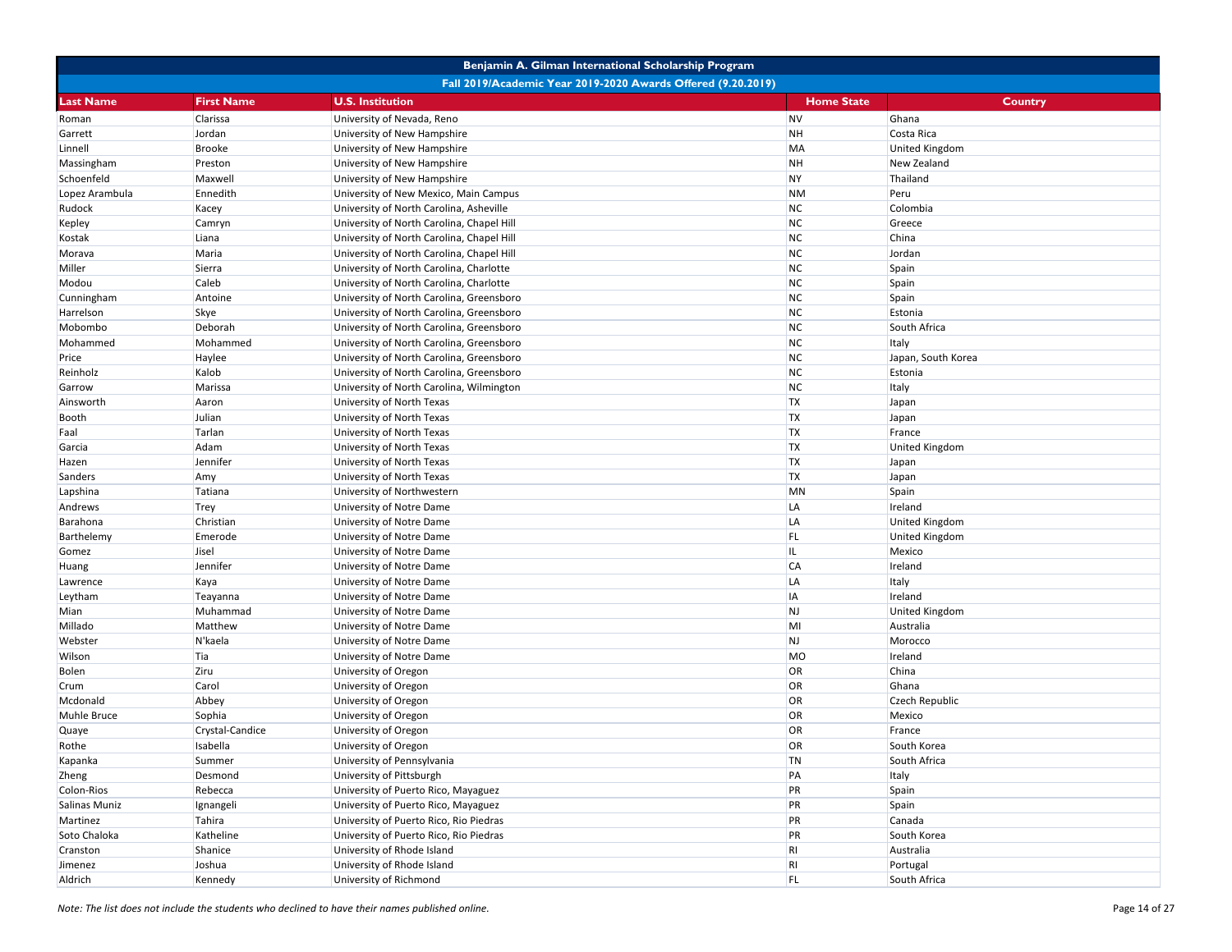| Benjamin A. Gilman International Scholarship Program | | | | |
|---|---|---|---|---|
| Fall 2019/Academic Year 2019-2020 Awards Offered (9.20.2019) | | | | |
| **Last Name** | **First Name** | **U.S. Institution** | **Home State** | **Country** |
| Roman | Clarissa | University of Nevada, Reno | NV | Ghana |
| Garrett | Jordan | University of New Hampshire | NH | Costa Rica |
| Linnell | Brooke | University of New Hampshire | MA | United Kingdom |
| Massingham | Preston | University of New Hampshire | NH | New Zealand |
| Schoenfeld | Maxwell | University of New Hampshire | NY | Thailand |
| Lopez Arambula | Ennedith | University of New Mexico, Main Campus | NM | Peru |
| Rudock | Kacey | University of North Carolina, Asheville | NC | Colombia |
| Kepley | Camryn | University of North Carolina, Chapel Hill | NC | Greece |
| Kostak | Liana | University of North Carolina, Chapel Hill | NC | China |
| Morava | Maria | University of North Carolina, Chapel Hill | NC | Jordan |
| Miller | Sierra | University of North Carolina, Charlotte | NC | Spain |
| Modou | Caleb | University of North Carolina, Charlotte | NC | Spain |
| Cunningham | Antoine | University of North Carolina, Greensboro | NC | Spain |
| Harrelson | Skye | University of North Carolina, Greensboro | NC | Estonia |
| Mobombo | Deborah | University of North Carolina, Greensboro | NC | South Africa |
| Mohammed | Mohammed | University of North Carolina, Greensboro | NC | Italy |
| Price | Haylee | University of North Carolina, Greensboro | NC | Japan, South Korea |
| Reinholz | Kalob | University of North Carolina, Greensboro | NC | Estonia |
| Garrow | Marissa | University of North Carolina, Wilmington | NC | Italy |
| Ainsworth | Aaron | University of North Texas | TX | Japan |
| Booth | Julian | University of North Texas | TX | Japan |
| Faal | Tarlan | University of North Texas | TX | France |
| Garcia | Adam | University of North Texas | TX | United Kingdom |
| Hazen | Jennifer | University of North Texas | TX | Japan |
| Sanders | Amy | University of North Texas | TX | Japan |
| Lapshina | Tatiana | University of Northwestern | MN | Spain |
| Andrews | Trey | University of Notre Dame | LA | Ireland |
| Barahona | Christian | University of Notre Dame | LA | United Kingdom |
| Barthelemy | Emerode | University of Notre Dame | FL | United Kingdom |
| Gomez | Jisel | University of Notre Dame | IL | Mexico |
| Huang | Jennifer | University of Notre Dame | CA | Ireland |
| Lawrence | Kaya | University of Notre Dame | LA | Italy |
| Leytham | Teayanna | University of Notre Dame | IA | Ireland |
| Mian | Muhammad | University of Notre Dame | NJ | United Kingdom |
| Millado | Matthew | University of Notre Dame | MI | Australia |
| Webster | N'kaela | University of Notre Dame | NJ | Morocco |
| Wilson | Tia | University of Notre Dame | MO | Ireland |
| Bolen | Ziru | University of Oregon | OR | China |
| Crum | Carol | University of Oregon | OR | Ghana |
| Mcdonald | Abbey | University of Oregon | OR | Czech Republic |
| Muhle Bruce | Sophia | University of Oregon | OR | Mexico |
| Quaye | Crystal-Candice | University of Oregon | OR | France |
| Rothe | Isabella | University of Oregon | OR | South Korea |
| Kapanka | Summer | University of Pennsylvania | TN | South Africa |
| Zheng | Desmond | University of Pittsburgh | PA | Italy |
| Colon-Rios | Rebecca | University of Puerto Rico, Mayaguez | PR | Spain |
| Salinas Muniz | Ignangeli | University of Puerto Rico, Mayaguez | PR | Spain |
| Martinez | Tahira | University of Puerto Rico, Rio Piedras | PR | Canada |
| Soto Chaloka | Katheline | University of Puerto Rico, Rio Piedras | PR | South Korea |
| Cranston | Shanice | University of Rhode Island | RI | Australia |
| Jimenez | Joshua | University of Rhode Island | RI | Portugal |
| Aldrich | Kennedy | University of Richmond | FL | South Africa |

*Note: The list does not include the students who declined to have their names published online.*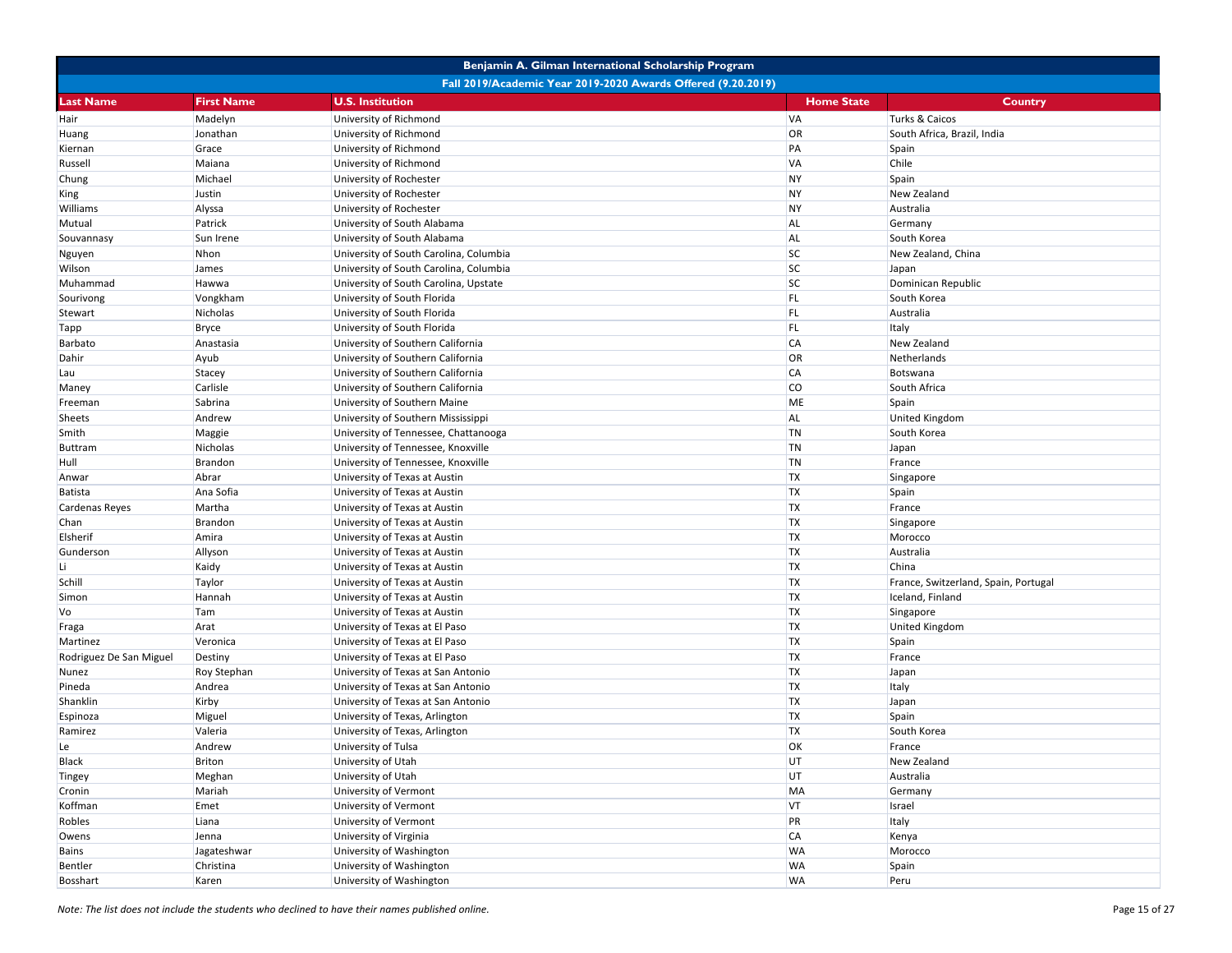| Benjamin A. Gilman International Scholarship Program | | | | |
|---|---|---|---|---|
| Fall 2019/Academic Year 2019-2020 Awards Offered (9.20.2019) | | | | |
| **Last Name** | **First Name** | **U.S. Institution** | **Home State** | **Country** |
| Hair | Madelyn | University of Richmond | VA | Turks & Caicos |
| Huang | Jonathan | University of Richmond | OR | South Africa, Brazil, India |
| Kiernan | Grace | University of Richmond | PA | Spain |
| Russell | Maiana | University of Richmond | VA | Chile |
| Chung | Michael | University of Rochester | NY | Spain |
| King | Justin | University of Rochester | NY | New Zealand |
| Williams | Alyssa | University of Rochester | NY | Australia |
| Mutual | Patrick | University of South Alabama | AL | Germany |
| Souvannasy | Sun Irene | University of South Alabama | AL | South Korea |
| Nguyen | Nhon | University of South Carolina, Columbia | SC | New Zealand, China |
| Wilson | James | University of South Carolina, Columbia | SC | Japan |
| Muhammad | Hawwa | University of South Carolina, Upstate | SC | Dominican Republic |
| Sourivong | Vongkham | University of South Florida | FL | South Korea |
| Stewart | Nicholas | University of South Florida | FL | Australia |
| Tapp | Bryce | University of South Florida | FL | Italy |
| Barbato | Anastasia | University of Southern California | CA | New Zealand |
| Dahir | Ayub | University of Southern California | OR | Netherlands |
| Lau | Stacey | University of Southern California | CA | Botswana |
| Maney | Carlisle | University of Southern California | CO | South Africa |
| Freeman | Sabrina | University of Southern Maine | ME | Spain |
| Sheets | Andrew | University of Southern Mississippi | AL | United Kingdom |
| Smith | Maggie | University of Tennessee, Chattanooga | TN | South Korea |
| Buttram | Nicholas | University of Tennessee, Knoxville | TN | Japan |
| Hull | Brandon | University of Tennessee, Knoxville | TN | France |
| Anwar | Abrar | University of Texas at Austin | TX | Singapore |
| Batista | Ana Sofia | University of Texas at Austin | TX | Spain |
| Cardenas Reyes | Martha | University of Texas at Austin | TX | France |
| Chan | Brandon | University of Texas at Austin | TX | Singapore |
| Elsherif | Amira | University of Texas at Austin | TX | Morocco |
| Gunderson | Allyson | University of Texas at Austin | TX | Australia |
| Li | Kaidy | University of Texas at Austin | TX | China |
| Schill | Taylor | University of Texas at Austin | TX | France, Switzerland, Spain, Portugal |
| Simon | Hannah | University of Texas at Austin | TX | Iceland, Finland |
| Vo | Tam | University of Texas at Austin | TX | Singapore |
| Fraga | Arat | University of Texas at El Paso | TX | United Kingdom |
| Martinez | Veronica | University of Texas at El Paso | TX | Spain |
| Rodriguez De San Miguel | Destiny | University of Texas at El Paso | TX | France |
| Nunez | Roy Stephan | University of Texas at San Antonio | TX | Japan |
| Pineda | Andrea | University of Texas at San Antonio | TX | Italy |
| Shanklin | Kirby | University of Texas at San Antonio | TX | Japan |
| Espinoza | Miguel | University of Texas, Arlington | TX | Spain |
| Ramirez | Valeria | University of Texas, Arlington | TX | South Korea |
| Le | Andrew | University of Tulsa | OK | France |
| Black | Briton | University of Utah | UT | New Zealand |
| Tingey | Meghan | University of Utah | UT | Australia |
| Cronin | Mariah | University of Vermont | MA | Germany |
| Koffman | Emet | University of Vermont | VT | Israel |
| Robles | Liana | University of Vermont | PR | Italy |
| Owens | Jenna | University of Virginia | CA | Kenya |
| Bains | Jagateshwar | University of Washington | WA | Morocco |
| Bentler | Christina | University of Washington | WA | Spain |
| Bosshart | Karen | University of Washington | WA | Peru |

*Note: The list does not include the students who declined to have their names published online.*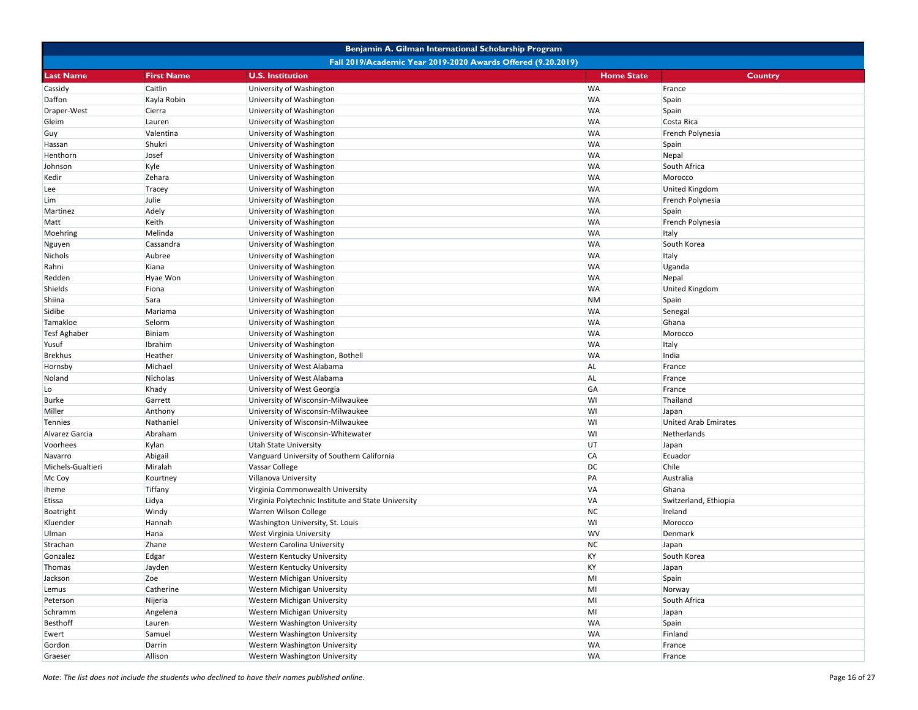| Benjamin A. Gilman International Scholarship Program | | | | |
|---|---|---|---|---|
| Fall 2019/Academic Year 2019-2020 Awards Offered (9.20.2019) | | | | |
| **Last Name** | **First Name** | **U.S. Institution** | **Home State** | **Country** |
| Cassidy | Caitlin | University of Washington | WA | France |
| Daffon | Kayla Robin | University of Washington | WA | Spain |
| Draper-West | Cierra | University of Washington | WA | Spain |
| Gleim | Lauren | University of Washington | WA | Costa Rica |
| Guy | Valentina | University of Washington | WA | French Polynesia |
| Hassan | Shukri | University of Washington | WA | Spain |
| Henthorn | Josef | University of Washington | WA | Nepal |
| Johnson | Kyle | University of Washington | WA | South Africa |
| Kedir | Zehara | University of Washington | WA | Morocco |
| Lee | Tracey | University of Washington | WA | United Kingdom |
| Lim | Julie | University of Washington | WA | French Polynesia |
| Martinez | Adely | University of Washington | WA | Spain |
| Matt | Keith | University of Washington | WA | French Polynesia |
| Moehring | Melinda | University of Washington | WA | Italy |
| Nguyen | Cassandra | University of Washington | WA | South Korea |
| Nichols | Aubree | University of Washington | WA | Italy |
| Rahni | Kiana | University of Washington | WA | Uganda |
| Redden | Hyae Won | University of Washington | WA | Nepal |
| Shields | Fiona | University of Washington | WA | United Kingdom |
| Shiina | Sara | University of Washington | NM | Spain |
| Sidibe | Mariama | University of Washington | WA | Senegal |
| Tamakloe | Selorm | University of Washington | WA | Ghana |
| Tesf Aghaber | Biniam | University of Washington | WA | Morocco |
| Yusuf | Ibrahim | University of Washington | WA | Italy |
| Brekhus | Heather | University of Washington, Bothell | WA | India |
| Hornsby | Michael | University of West Alabama | AL | France |
| Noland | Nicholas | University of West Alabama | AL | France |
| Lo | Khady | University of West Georgia | GA | France |
| Burke | Garrett | University of Wisconsin-Milwaukee | WI | Thailand |
| Miller | Anthony | University of Wisconsin-Milwaukee | WI | Japan |
| Tennies | Nathaniel | University of Wisconsin-Milwaukee | WI | United Arab Emirates |
| Alvarez Garcia | Abraham | University of Wisconsin-Whitewater | WI | Netherlands |
| Voorhees | Kylan | Utah State University | UT | Japan |
| Navarro | Abigail | Vanguard University of Southern California | CA | Ecuador |
| Michels-Gualtieri | Miralah | Vassar College | DC | Chile |
| Mc Coy | Kourtney | Villanova University | PA | Australia |
| Iheme | Tiffany | Virginia Commonwealth University | VA | Ghana |
| Etissa | Lidya | Virginia Polytechnic Institute and State University | VA | Switzerland, Ethiopia |
| Boatright | Windy | Warren Wilson College | NC | Ireland |
| Kluender | Hannah | Washington University, St. Louis | WI | Morocco |
| Ulman | Hana | West Virginia University | WV | Denmark |
| Strachan | Zhane | Western Carolina University | NC | Japan |
| Gonzalez | Edgar | Western Kentucky University | KY | South Korea |
| Thomas | Jayden | Western Kentucky University | KY | Japan |
| Jackson | Zoe | Western Michigan University | MI | Spain |
| Lemus | Catherine | Western Michigan University | MI | Norway |
| Peterson | Nijeria | Western Michigan University | MI | South Africa |
| Schramm | Angelena | Western Michigan University | MI | Japan |
| Besthoff | Lauren | Western Washington University | WA | Spain |
| Ewert | Samuel | Western Washington University | WA | Finland |
| Gordon | Darrin | Western Washington University | WA | France |
| Graeser | Allison | Western Washington University | WA | France |

*Note: The list does not include the students who declined to have their names published online.*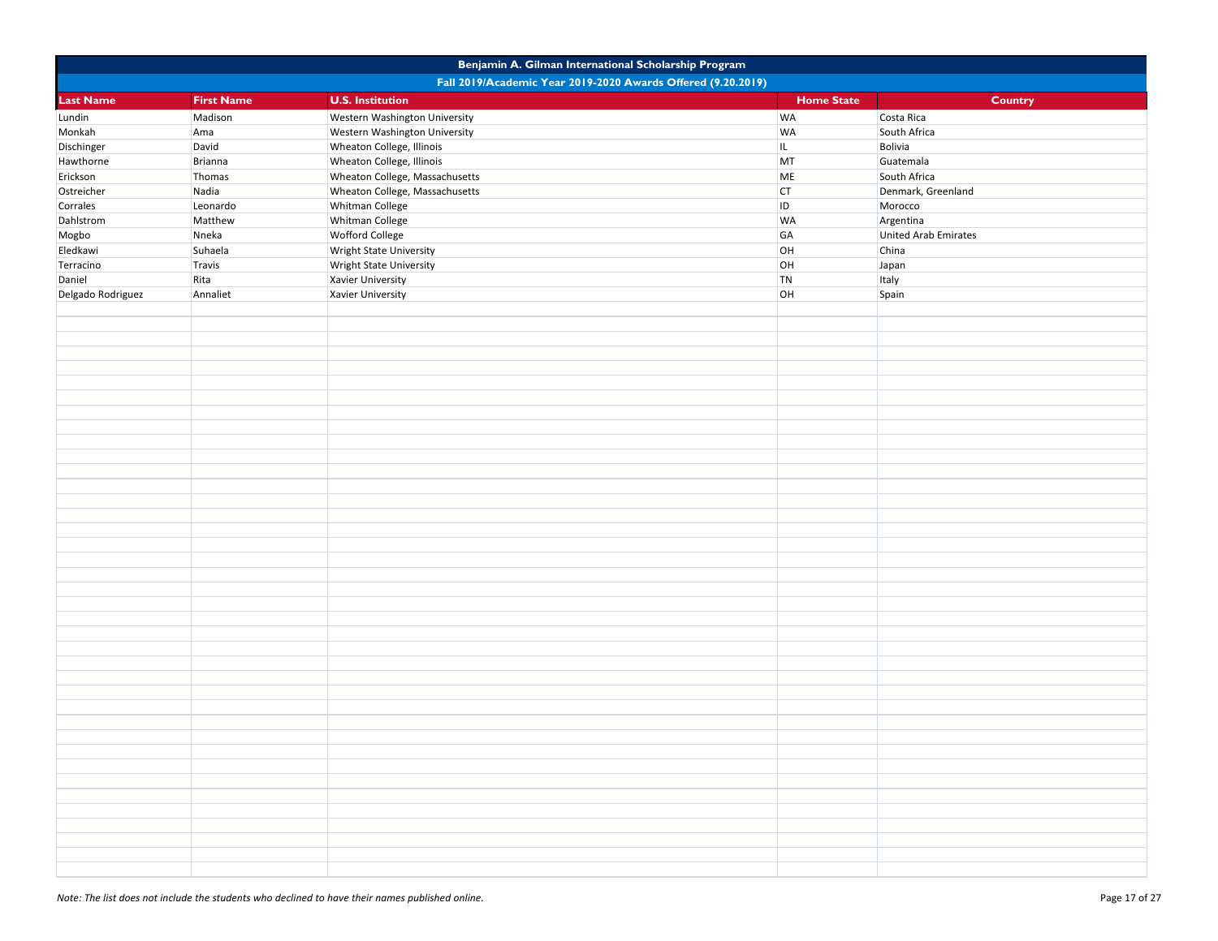| Benjamin A. Gilman International Scholarship Program | | | | |
|---|---|---|---|---|
| Fall 2019/Academic Year 2019-2020 Awards Offered (9.20.2019) | | | | |
| **Last Name** | **First Name** | **U.S. Institution** | **Home State** | **Country** |
| Lundin | Madison | Western Washington University | WA | Costa Rica |
| Monkah | Ama | Western Washington University | WA | South Africa |
| Dischinger | David | Wheaton College, Illinois | IL | Bolivia |
| Hawthorne | Brianna | Wheaton College, Illinois | MT | Guatemala |
| Erickson | Thomas | Wheaton College, Massachusetts | ME | South Africa |
| Ostreicher | Nadia | Wheaton College, Massachusetts | CT | Denmark, Greenland |
| Corrales | Leonardo | Whitman College | ID | Morocco |
| Dahlstrom | Matthew | Whitman College | WA | Argentina |
| Mogbo | Nneka | Wofford College | GA | United Arab Emirates |
| Eledkawi | Suhaela | Wright State University | OH | China |
| Terracino | Travis | Wright State University | OH | Japan |
| Daniel | Rita | Xavier University | TN | Italy |
| Delgado Rodriguez | Annaliet | Xavier University | OH | Spain |

*Note: The list does not include the students who declined to have their names published online.*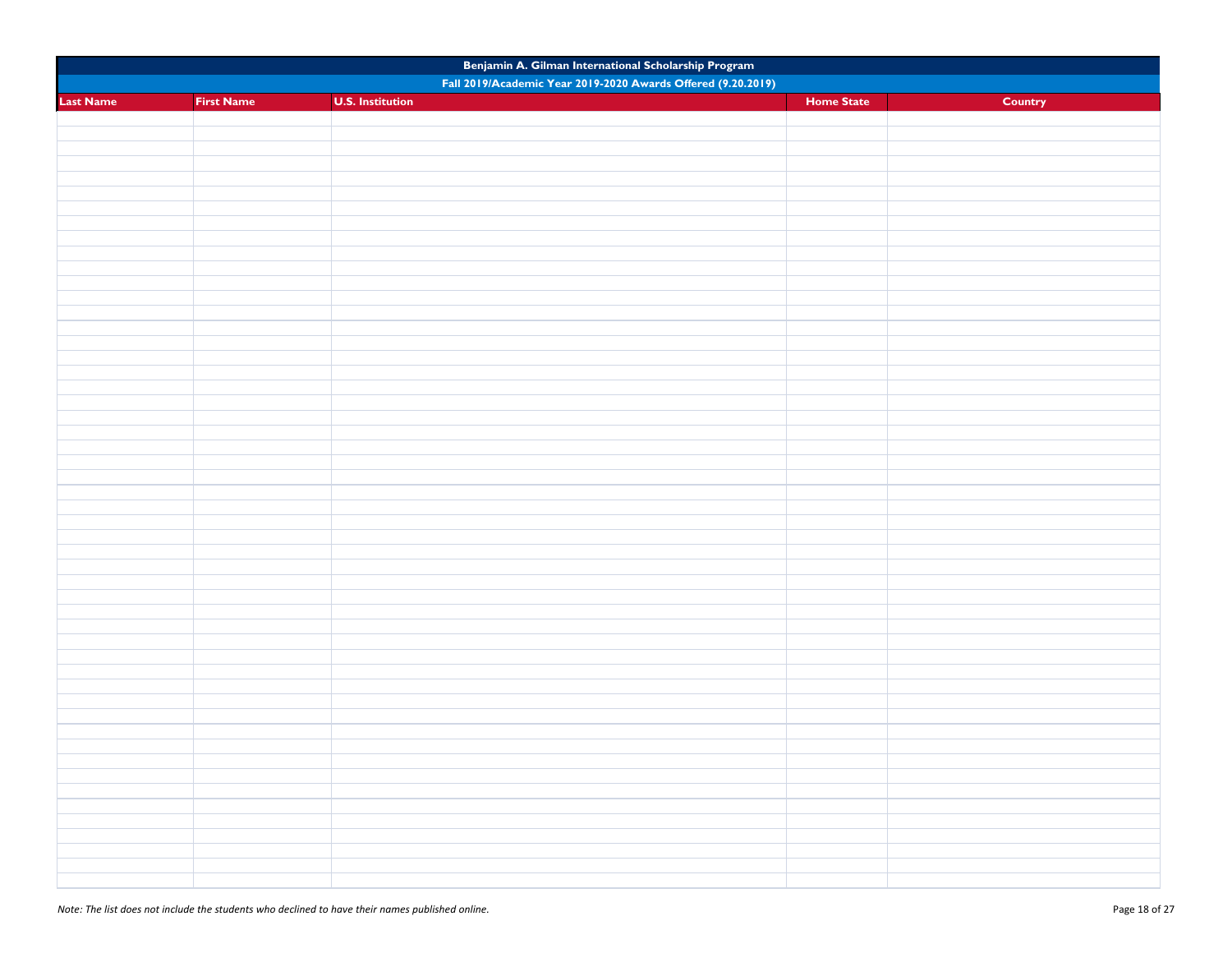| Benjamin A. Gilman International Scholarship Program | | | | |
|---|---|---|---|---|
| Fall 2019/Academic Year 2019-2020 Awards Offered (9.20.2019) | | | | |
| Last Name | First Name | U.S. Institution | Home State | Country |

*Note: The list does not include the students who declined to have their names published online.*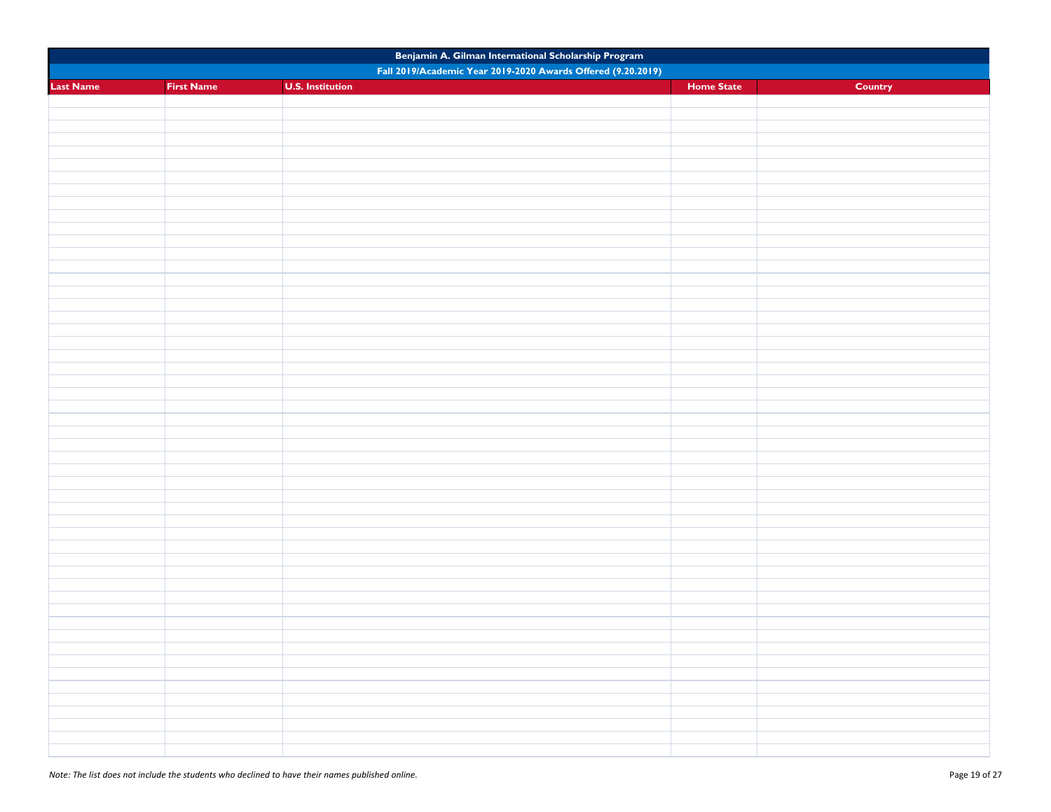| Benjamin A. Gilman International Scholarship Program | | | | |
| --- | --- | --- | --- | --- |
| Fall 2019/Academic Year 2019-2020 Awards Offered (9.20.2019) | | | | |
| Last Name | First Name | U.S. Institution | Home State | Country |

*Note: The list does not include the students who declined to have their names published online.*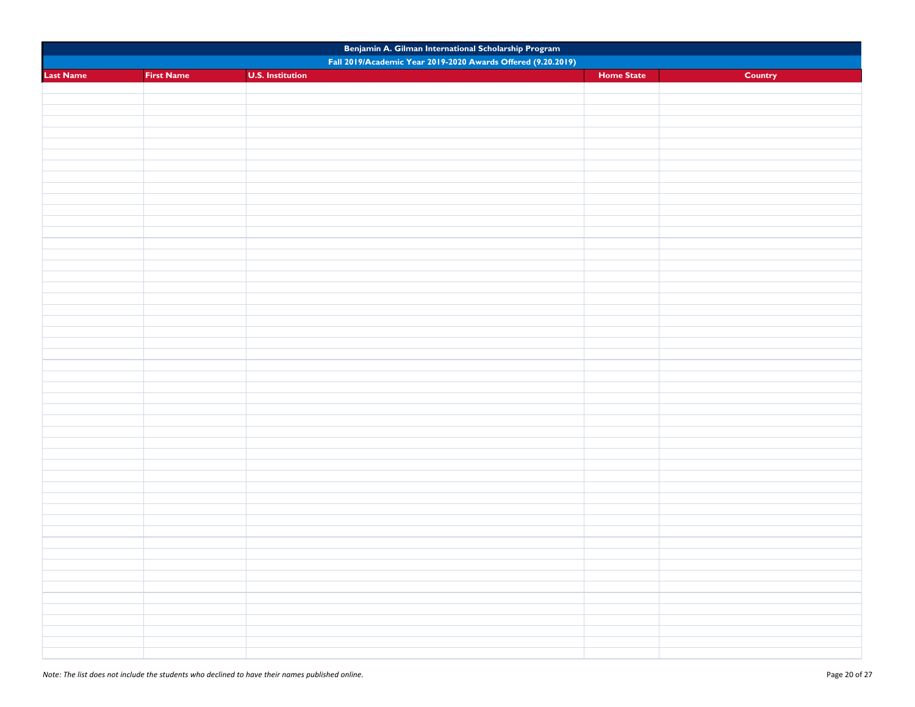| Benjamin A. Gilman International Scholarship Program | | | | |
|---|---|---|---|---|
| Fall 2019/Academic Year 2019-2020 Awards Offered (9.20.2019) | | | | |
| Last Name | First Name | U.S. Institution | Home State | Country |

*Note: The list does not include the students who declined to have their names published online.*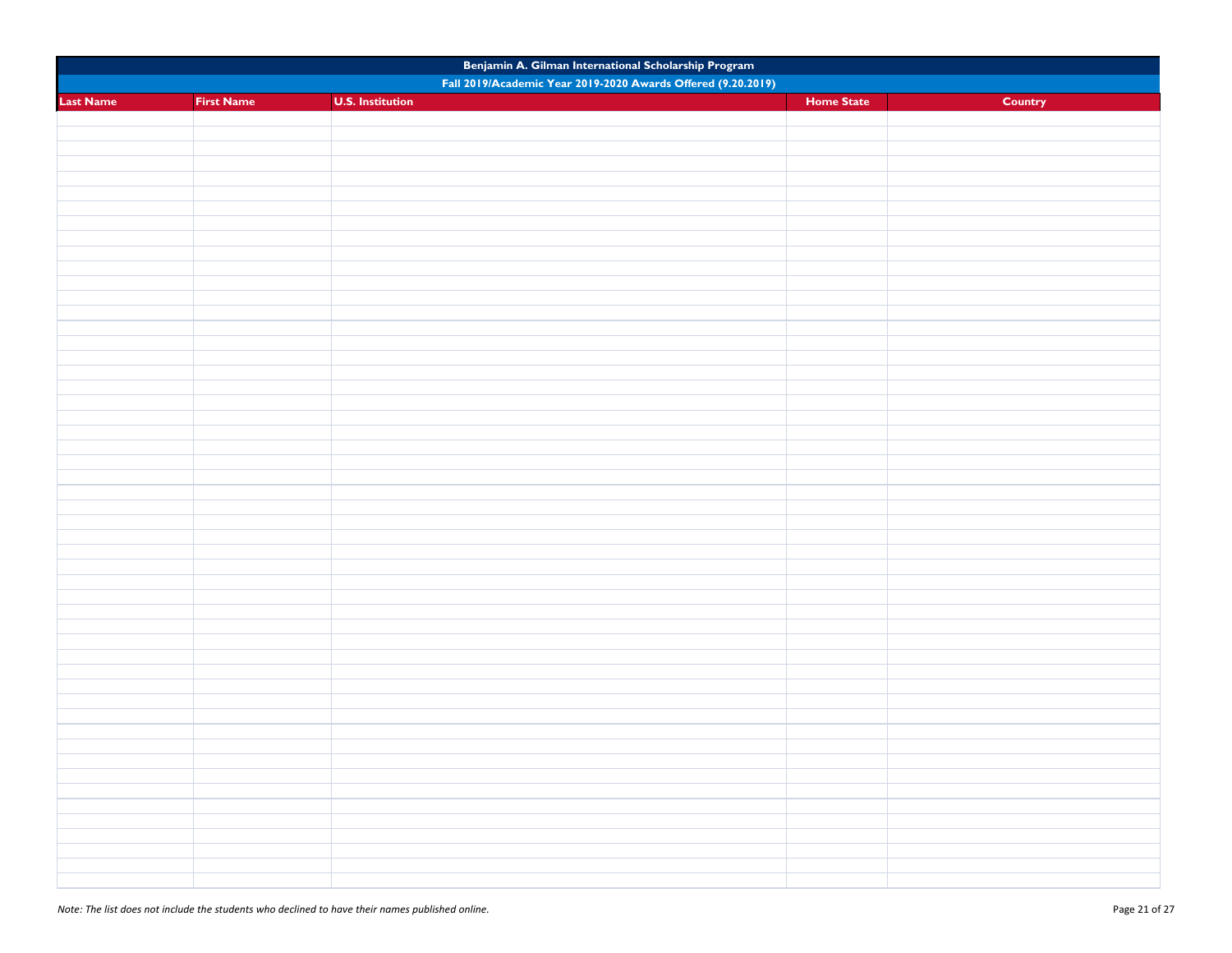| Benjamin A. Gilman International Scholarship Program | | | | |
|---|---|---|---|---|
| Fall 2019/Academic Year 2019-2020 Awards Offered (9.20.2019) | | | | |
| Last Name | First Name | U.S. Institution | Home State | Country |

*Note: The list does not include the students who declined to have their names published online.*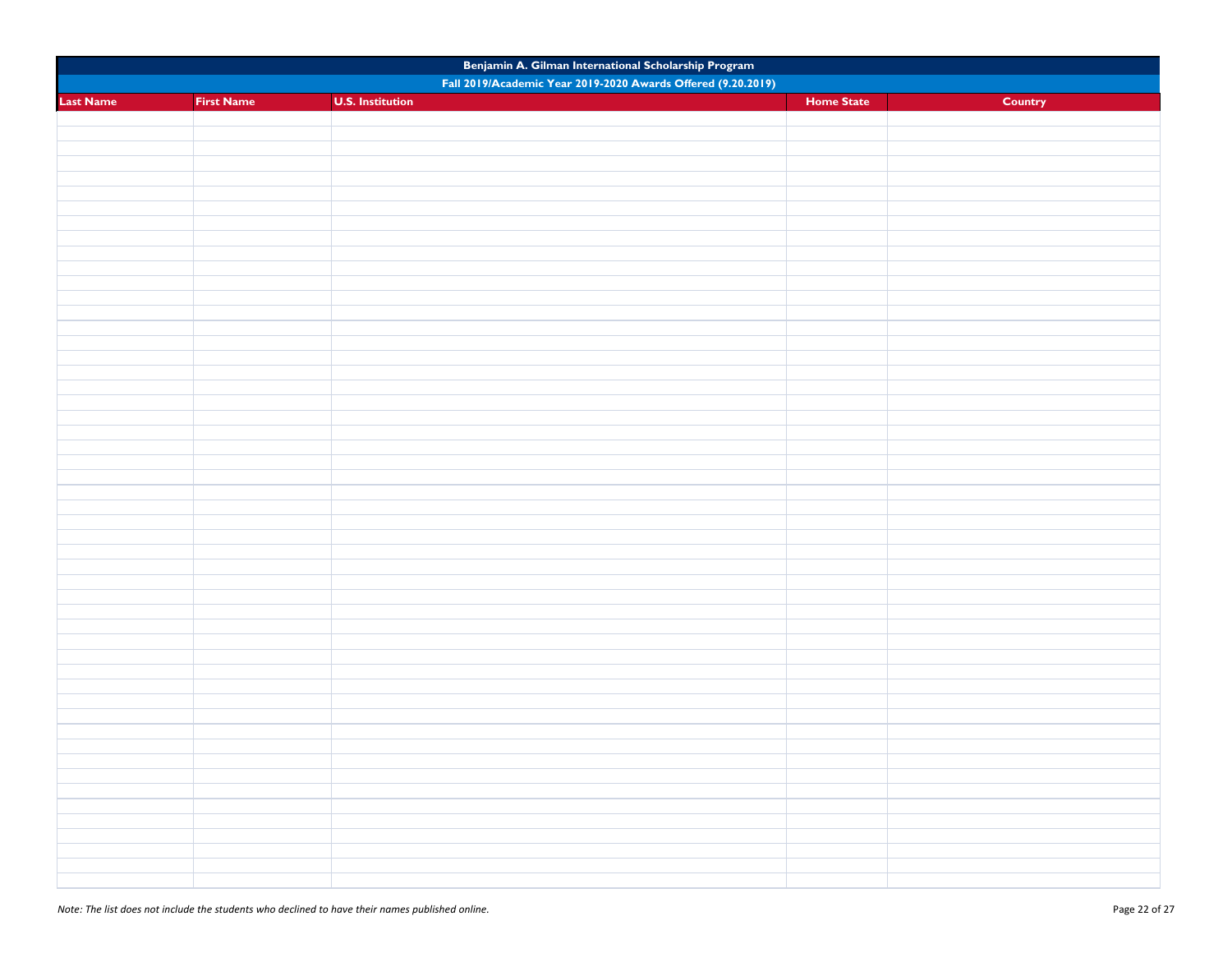| Benjamin A. Gilman International Scholarship Program | | | | |
|---|---|---|---|---|
| Fall 2019/Academic Year 2019-2020 Awards Offered (9.20.2019) | | | | |
| Last Name | First Name | U.S. Institution | Home State | Country |

*Note: The list does not include the students who declined to have their names published online.*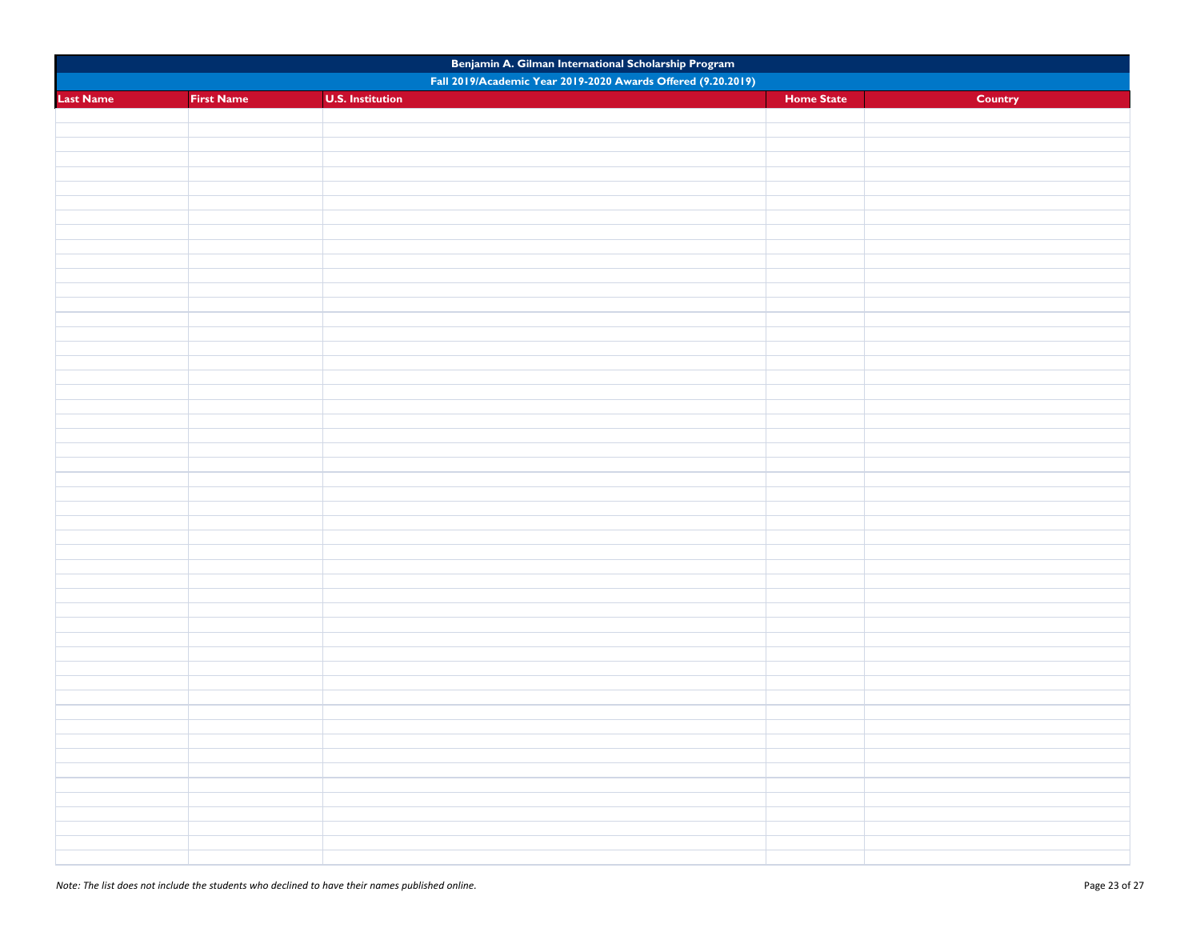| Benjamin A. Gilman International Scholarship Program | | | | |
|---|---|---|---|---|
| Fall 2019/Academic Year 2019-2020 Awards Offered (9.20.2019) | | | | |
| **Last Name** | **First Name** | **U.S. Institution** | **Home State** | **Country** |

*Note: The list does not include the students who declined to have their names published online.*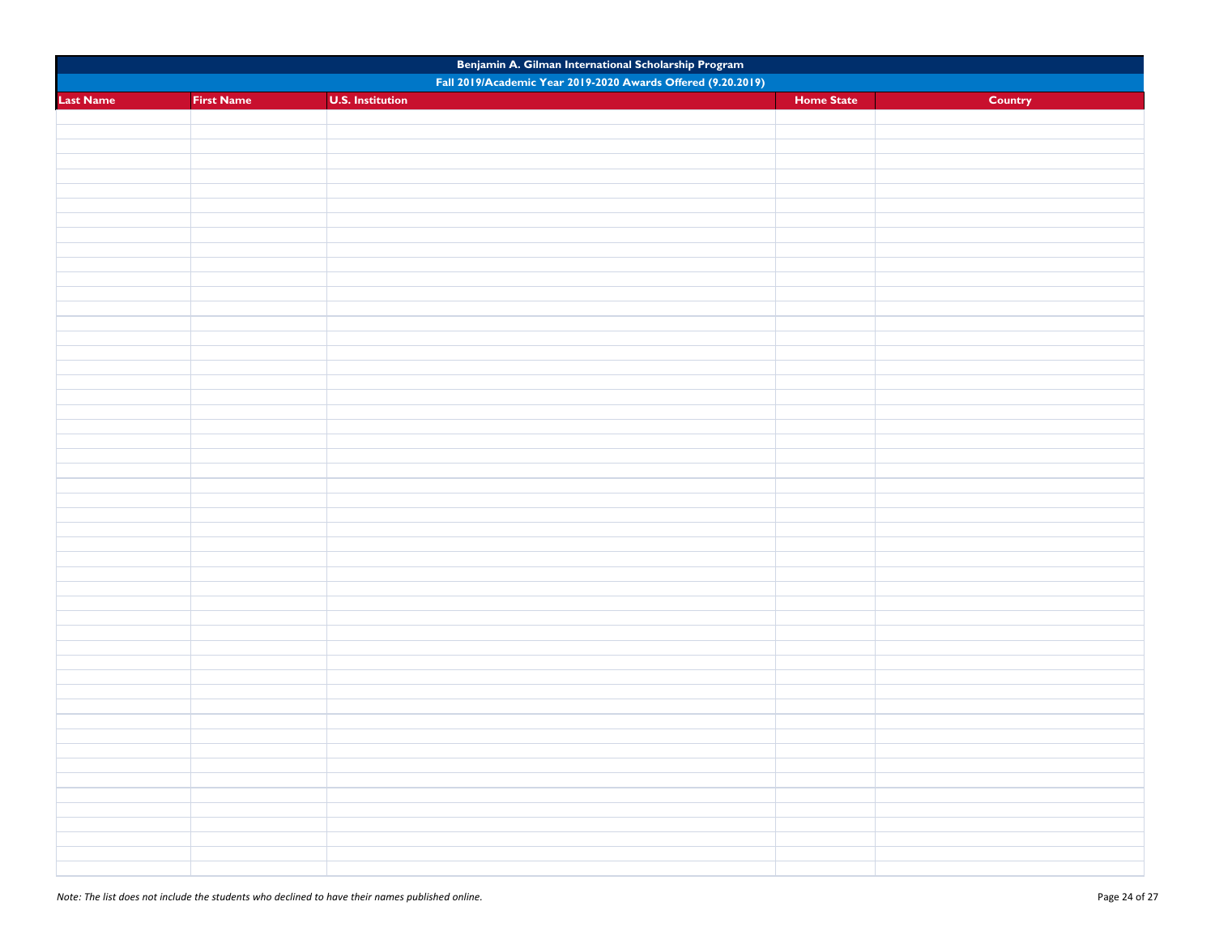| Benjamin A. Gilman International Scholarship Program | | | | |
|---|---|---|---|---|
| Fall 2019/Academic Year 2019-2020 Awards Offered (9.20.2019) | | | | |
| Last Name | First Name | U.S. Institution | Home State | Country |

*Note: The list does not include the students who declined to have their names published online.*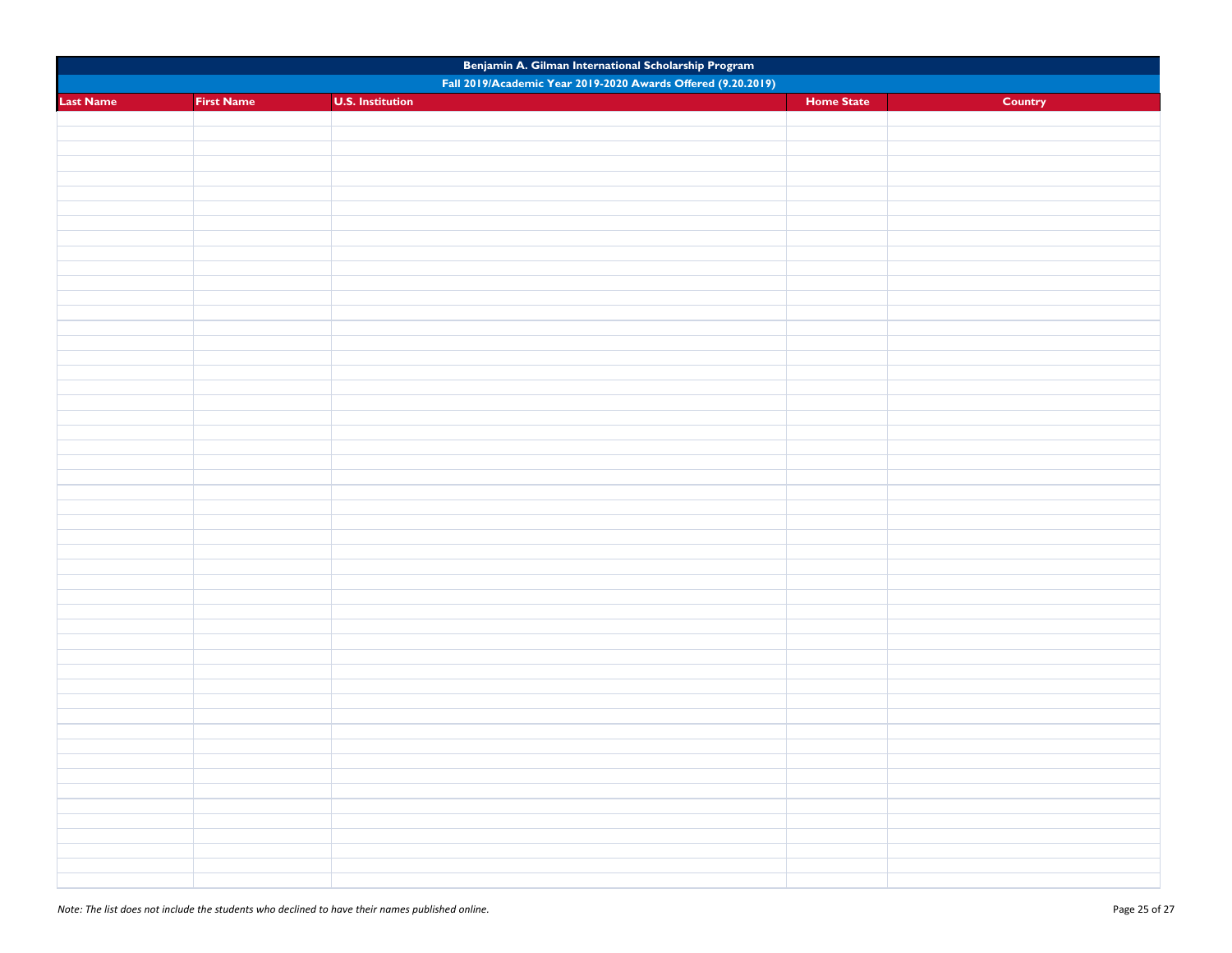| Benjamin A. Gilman International Scholarship Program | | | | |
|---|---|---|---|---|
| Fall 2019/Academic Year 2019-2020 Awards Offered (9.20.2019) | | | | |
| Last Name | First Name | U.S. Institution | Home State | Country |

*Note: The list does not include the students who declined to have their names published online.*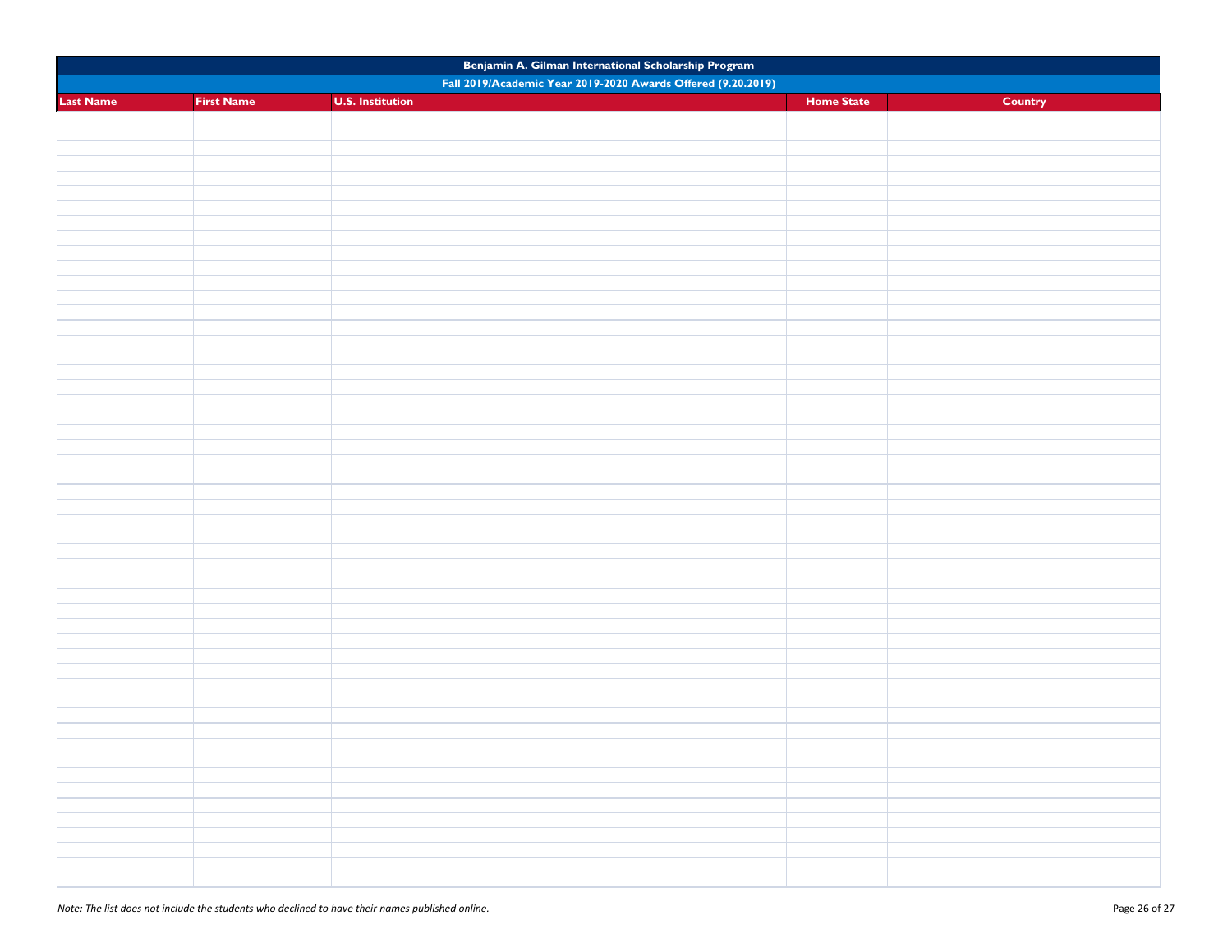| Benjamin A. Gilman International Scholarship Program | | | | |
|---|---|---|---|---|
| Fall 2019/Academic Year 2019-2020 Awards Offered (9.20.2019) | | | | |
| Last Name | First Name | U.S. Institution | Home State | Country |

*Note: The list does not include the students who declined to have their names published online.*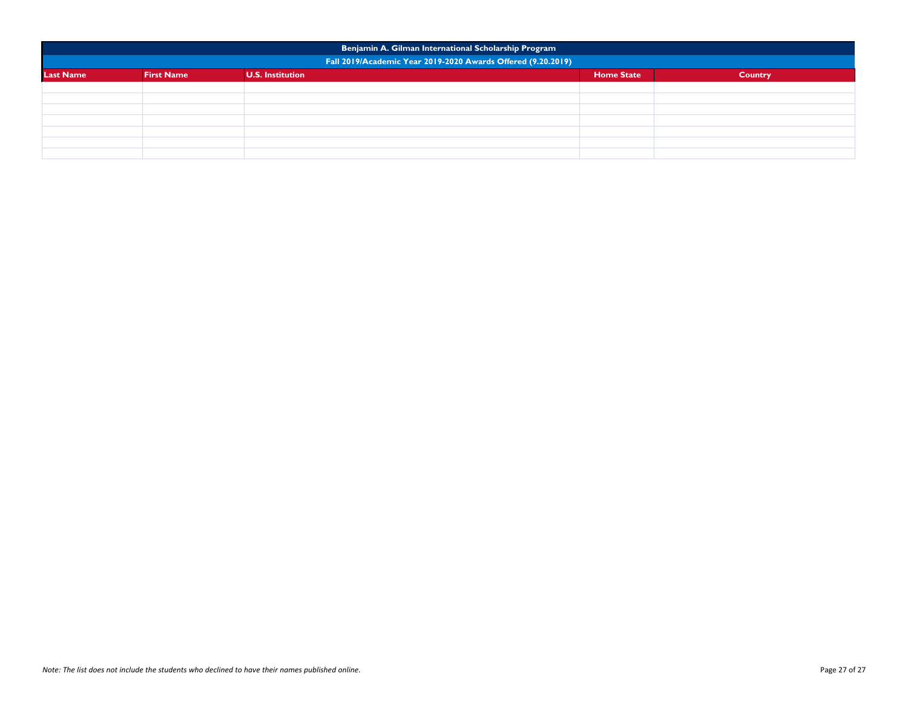| Benjamin A. Gilman International Scholarship Program | | | | |
|---|---|---|---|---|
| Fall 2019/Academic Year 2019-2020 Awards Offered (9.20.2019) | | | | |
| Last Name | First Name | U.S. Institution | Home State | Country |
| | | | | |
| | | | | |
| | | | | |
| | | | | |
| | | | | |
| | | | | |
| | | | | |

*Note: The list does not include the students who declined to have their names published online.*